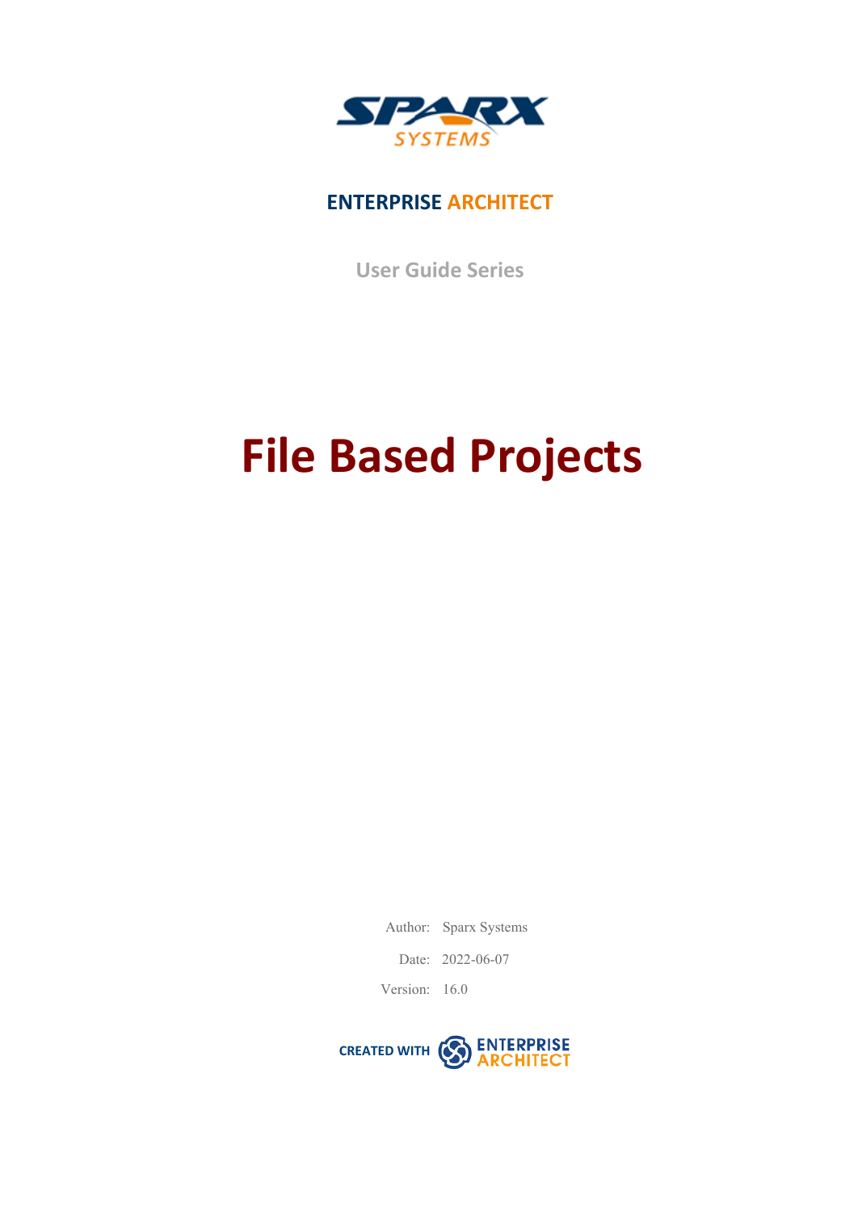SPARX SYSTEMS

**ENTERPRISE ARCHITECT**

User Guide Series

# File Based Projects

Author: Sparx Systems

Date: 2022-06-07

Version: 16.0

CREATED WITH ENTERPRISE ARCHITECT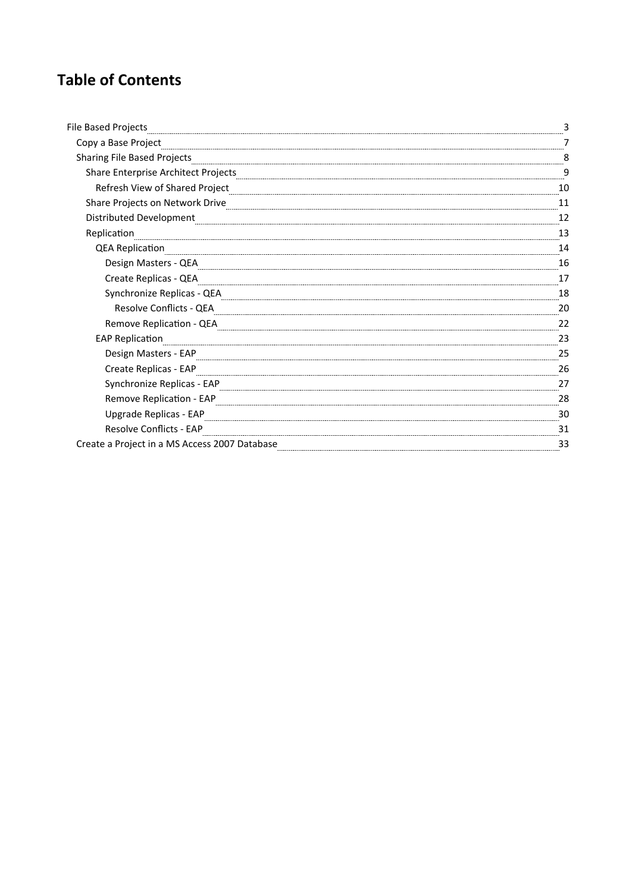# Table of Contents

- File Based Projects ... 3
  - Copy a Base Project ... 7
  - Sharing File Based Projects ... 8
    - Share Enterprise Architect Projects ... 9
      - Refresh View of Shared Project ... 10
    - Share Projects on Network Drive ... 11
    - Distributed Development ... 12
    - Replication ... 13
      - QEA Replication ... 14
        - Design Masters - QEA ... 16
        - Create Replicas - QEA ... 17
        - Synchronize Replicas - QEA ... 18
          - Resolve Conflicts - QEA ... 20
        - Remove Replication - QEA ... 22
      - EAP Replication ... 23
        - Design Masters - EAP ... 25
        - Create Replicas - EAP ... 26
        - Synchronize Replicas - EAP ... 27
        - Remove Replication - EAP ... 28
        - Upgrade Replicas - EAP ... 30
        - Resolve Conflicts - EAP ... 31
  - Create a Project in a MS Access 2007 Database ... 33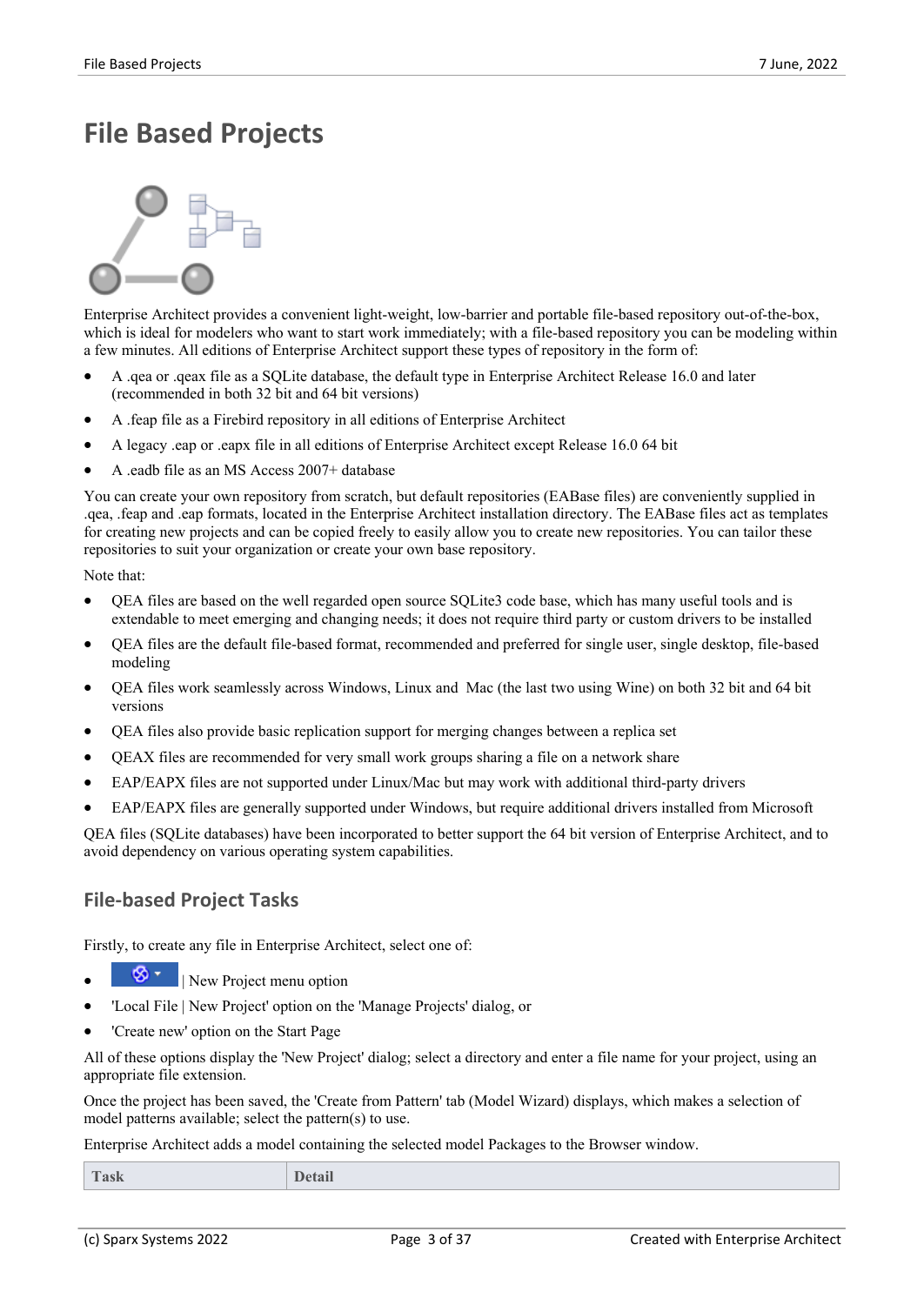# File Based Projects

Enterprise Architect provides a convenient light-weight, low-barrier and portable file-based repository out-of-the-box, which is ideal for modelers who want to start work immediately; with a file-based repository you can be modeling within a few minutes. All editions of Enterprise Architect support these types of repository in the form of:

- A .qea or .qeax file as a SQLite database, the default type in Enterprise Architect Release 16.0 and later (recommended in both 32 bit and 64 bit versions)
- A .feap file as a Firebird repository in all editions of Enterprise Architect
- A legacy .eap or .eapx file in all editions of Enterprise Architect except Release 16.0 64 bit
- A .eadb file as an MS Access 2007+ database

You can create your own repository from scratch, but default repositories (EABase files) are conveniently supplied in .qea, .feap and .eap formats, located in the Enterprise Architect installation directory. The EABase files act as templates for creating new projects and can be copied freely to easily allow you to create new repositories. You can tailor these repositories to suit your organization or create your own base repository.

Note that:

- QEA files are based on the well regarded open source SQLite3 code base, which has many useful tools and is extendable to meet emerging and changing needs; it does not require third party or custom drivers to be installed
- QEA files are the default file-based format, recommended and preferred for single user, single desktop, file-based modeling
- QEA files work seamlessly across Windows, Linux and Mac (the last two using Wine) on both 32 bit and 64 bit versions
- QEA files also provide basic replication support for merging changes between a replica set
- QEAX files are recommended for very small work groups sharing a file on a network share
- EAP/EAPX files are not supported under Linux/Mac but may work with additional third-party drivers
- EAP/EAPX files are generally supported under Windows, but require additional drivers installed from Microsoft

QEA files (SQLite databases) have been incorporated to better support the 64 bit version of Enterprise Architect, and to avoid dependency on various operating system capabilities.

## File-based Project Tasks

Firstly, to create any file in Enterprise Architect, select one of:

- | New Project menu option
- 'Local File | New Project' option on the 'Manage Projects' dialog, or
- 'Create new' option on the Start Page

All of these options display the 'New Project' dialog; select a directory and enter a file name for your project, using an appropriate file extension.

Once the project has been saved, the 'Create from Pattern' tab (Model Wizard) displays, which makes a selection of model patterns available; select the pattern(s) to use.

Enterprise Architect adds a model containing the selected model Packages to the Browser window.

| Task | Detail |
| --- | --- |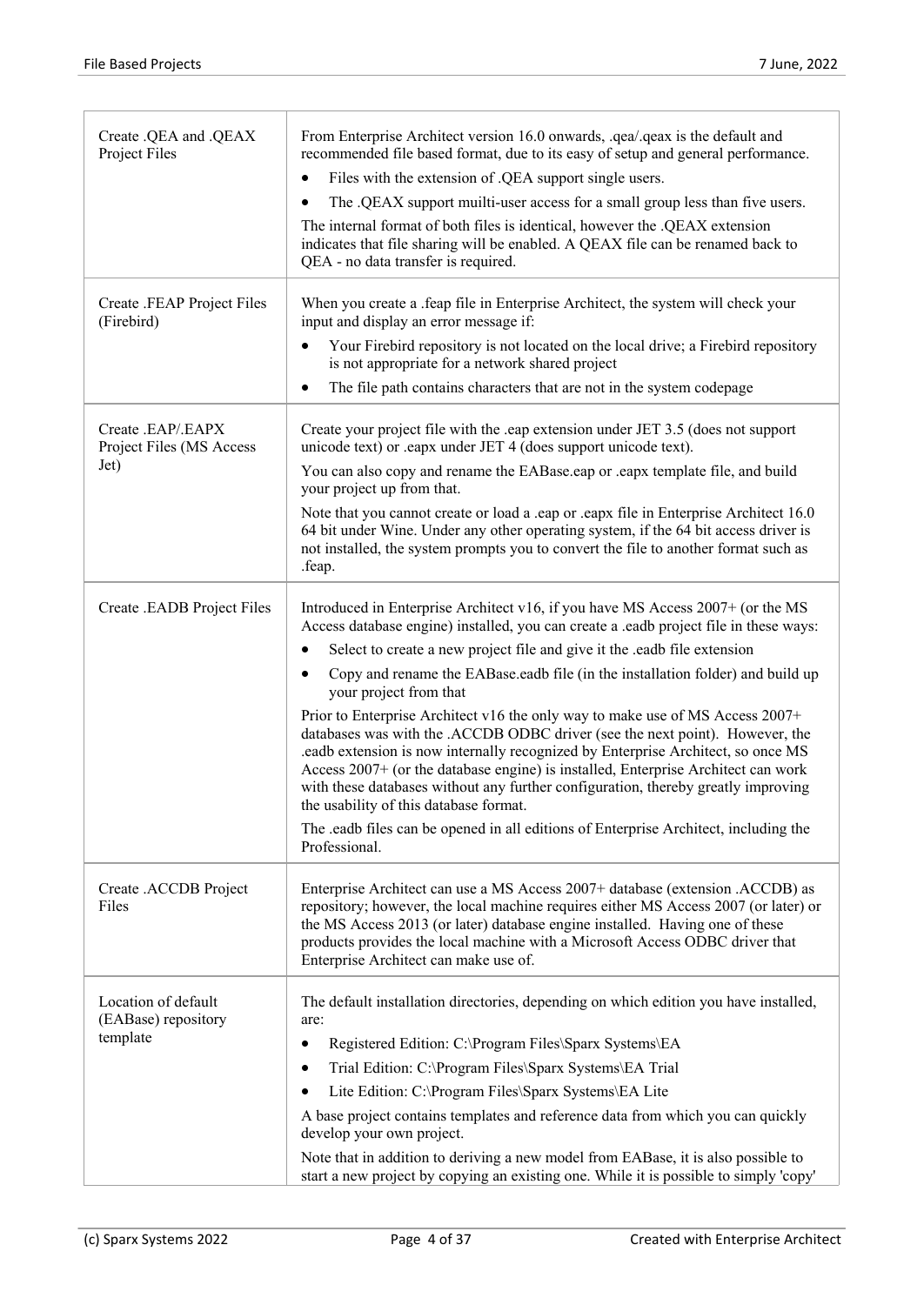| | |
|---|---|
| Create .QEA and .QEAX Project Files | From Enterprise Architect version 16.0 onwards, .qea/.qeax is the default and recommended file based format, due to its easy of setup and general performance.<br><br>• Files with the extension of .QEA support single users.<br>• The .QEAX support muilti-user access for a small group less than five users.<br><br>The internal format of both files is identical, however the .QEAX extension indicates that file sharing will be enabled. A QEAX file can be renamed back to QEA - no data transfer is required. |
| Create .FEAP Project Files (Firebird) | When you create a .feap file in Enterprise Architect, the system will check your input and display an error message if:<br><br>• Your Firebird repository is not located on the local drive; a Firebird repository is not appropriate for a network shared project<br>• The file path contains characters that are not in the system codepage |
| Create .EAP/.EAPX Project Files (MS Access Jet) | Create your project file with the .eap extension under JET 3.5 (does not support unicode text) or .eapx under JET 4 (does support unicode text).<br><br>You can also copy and rename the EABase.eap or .eapx template file, and build your project up from that.<br><br>Note that you cannot create or load a .eap or .eapx file in Enterprise Architect 16.0 64 bit under Wine. Under any other operating system, if the 64 bit access driver is not installed, the system prompts you to convert the file to another format such as .feap. |
| Create .EADB Project Files | Introduced in Enterprise Architect v16, if you have MS Access 2007+ (or the MS Access database engine) installed, you can create a .eadb project file in these ways:<br><br>• Select to create a new project file and give it the .eadb file extension<br>• Copy and rename the EABase.eadb file (in the installation folder) and build up your project from that<br><br>Prior to Enterprise Architect v16 the only way to make use of MS Access 2007+ databases was with the .ACCDB ODBC driver (see the next point). However, the .eadb extension is now internally recognized by Enterprise Architect, so once MS Access 2007+ (or the database engine) is installed, Enterprise Architect can work with these databases without any further configuration, thereby greatly improving the usability of this database format.<br><br>The .eadb files can be opened in all editions of Enterprise Architect, including the Professional. |
| Create .ACCDB Project Files | Enterprise Architect can use a MS Access 2007+ database (extension .ACCDB) as repository; however, the local machine requires either MS Access 2007 (or later) or the MS Access 2013 (or later) database engine installed. Having one of these products provides the local machine with a Microsoft Access ODBC driver that Enterprise Architect can make use of. |
| Location of default (EABase) repository template | The default installation directories, depending on which edition you have installed, are:<br><br>• Registered Edition: C:\Program Files\Sparx Systems\EA<br>• Trial Edition: C:\Program Files\Sparx Systems\EA Trial<br>• Lite Edition: C:\Program Files\Sparx Systems\EA Lite<br><br>A base project contains templates and reference data from which you can quickly develop your own project.<br><br>Note that in addition to deriving a new model from EABase, it is also possible to start a new project by copying an existing one. While it is possible to simply 'copy' |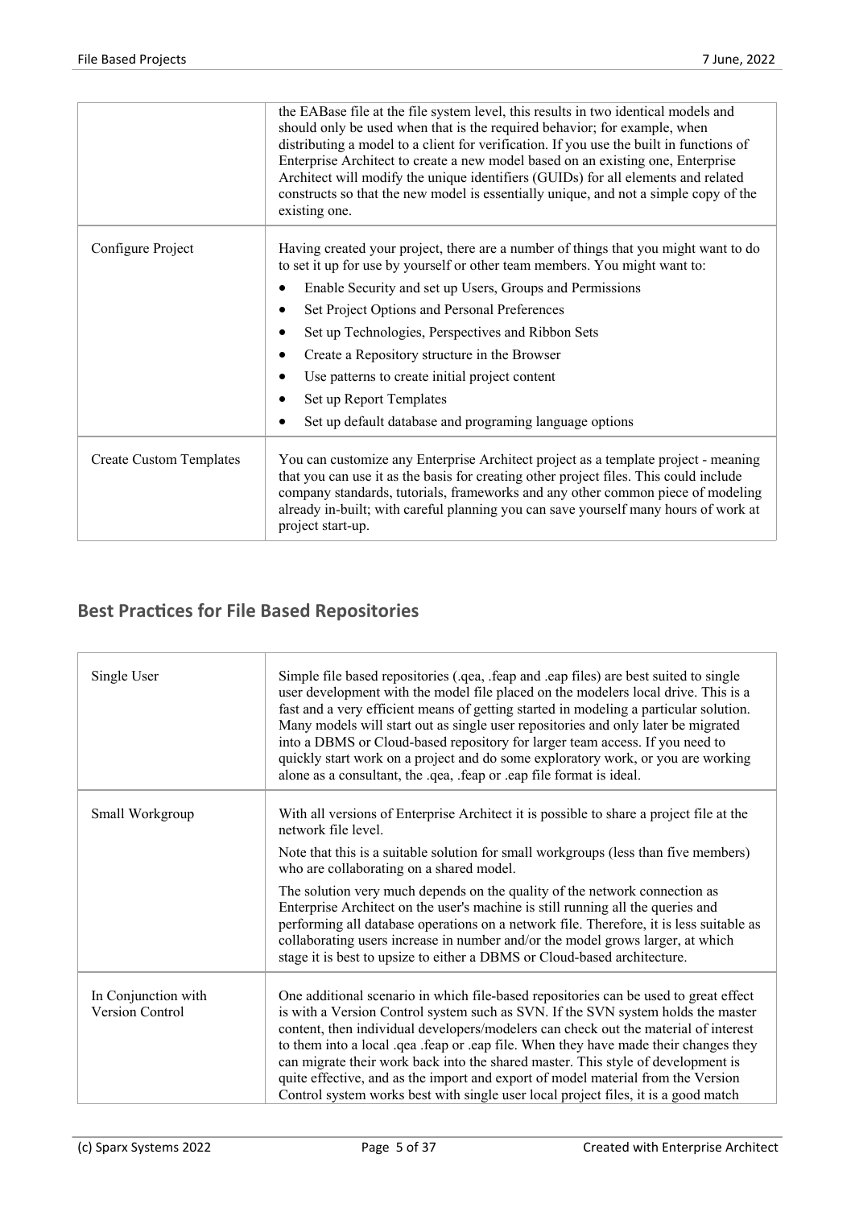| | |
|---|---|
| | the EABase file at the file system level, this results in two identical models and should only be used when that is the required behavior; for example, when distributing a model to a client for verification. If you use the built in functions of Enterprise Architect to create a new model based on an existing one, Enterprise Architect will modify the unique identifiers (GUIDs) for all elements and related constructs so that the new model is essentially unique, and not a simple copy of the existing one. |
| Configure Project | Having created your project, there are a number of things that you might want to do to set it up for use by yourself or other team members. You might want to:<br>• Enable Security and set up Users, Groups and Permissions<br>• Set Project Options and Personal Preferences<br>• Set up Technologies, Perspectives and Ribbon Sets<br>• Create a Repository structure in the Browser<br>• Use patterns to create initial project content<br>• Set up Report Templates<br>• Set up default database and programing language options |
| Create Custom Templates | You can customize any Enterprise Architect project as a template project - meaning that you can use it as the basis for creating other project files. This could include company standards, tutorials, frameworks and any other common piece of modeling already in-built; with careful planning you can save yourself many hours of work at project start-up. |

## Best Practices for File Based Repositories

| | |
|---|---|
| Single User | Simple file based repositories (.qea, .feap and .eap files) are best suited to single user development with the model file placed on the modelers local drive. This is a fast and a very efficient means of getting started in modeling a particular solution. Many models will start out as single user repositories and only later be migrated into a DBMS or Cloud-based repository for larger team access. If you need to quickly start work on a project and do some exploratory work, or you are working alone as a consultant, the .qea, .feap or .eap file format is ideal. |
| Small Workgroup | With all versions of Enterprise Architect it is possible to share a project file at the network file level.<br>Note that this is a suitable solution for small workgroups (less than five members) who are collaborating on a shared model.<br>The solution very much depends on the quality of the network connection as Enterprise Architect on the user's machine is still running all the queries and performing all database operations on a network file. Therefore, it is less suitable as collaborating users increase in number and/or the model grows larger, at which stage it is best to upsize to either a DBMS or Cloud-based architecture. |
| In Conjunction with Version Control | One additional scenario in which file-based repositories can be used to great effect is with a Version Control system such as SVN. If the SVN system holds the master content, then individual developers/modelers can check out the material of interest to them into a local .qea .feap or .eap file. When they have made their changes they can migrate their work back into the shared master. This style of development is quite effective, and as the import and export of model material from the Version Control system works best with single user local project files, it is a good match |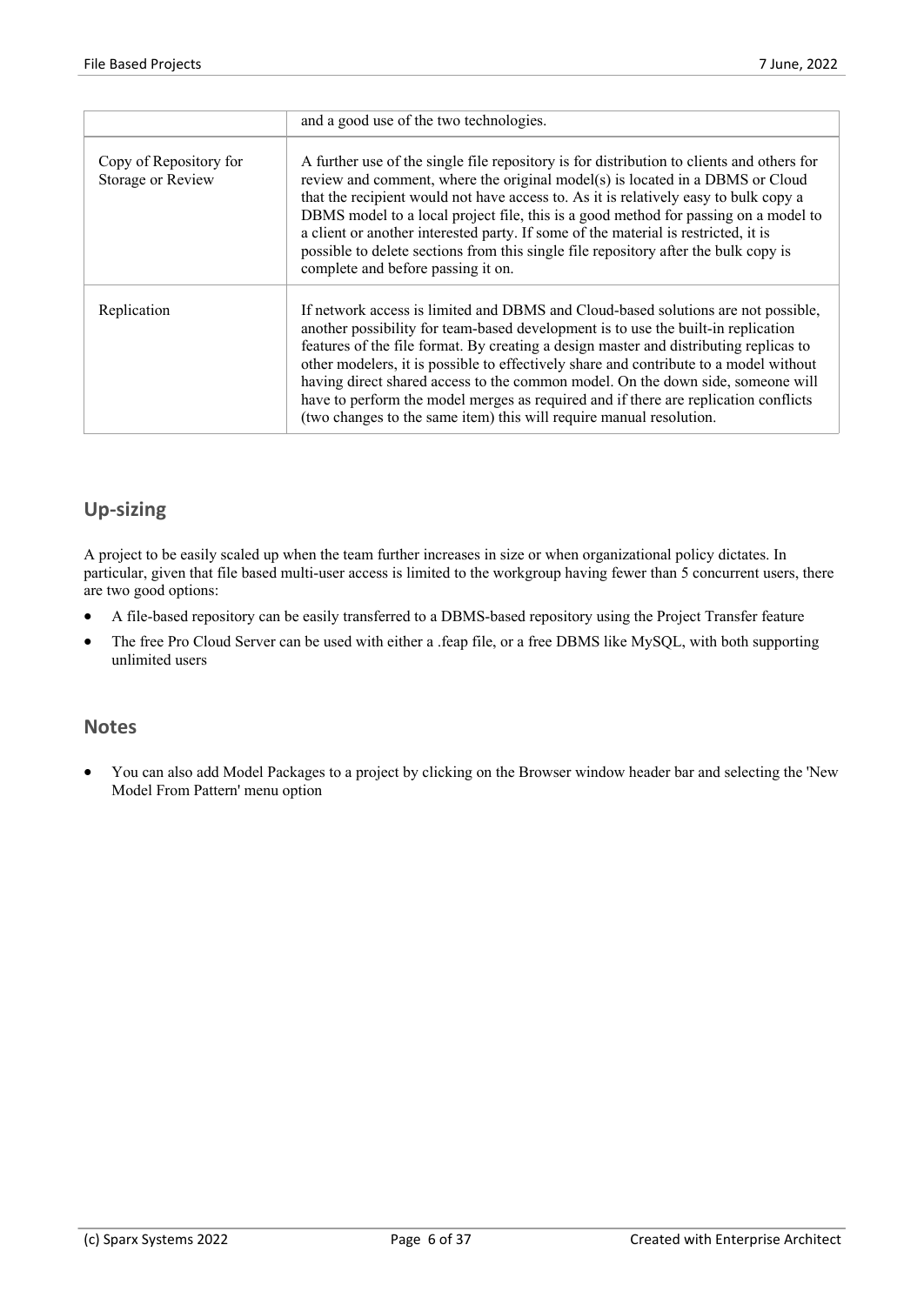|  |  |
| --- | --- |
|  | and a good use of the two technologies. |
| Copy of Repository for Storage or Review | A further use of the single file repository is for distribution to clients and others for review and comment, where the original model(s) is located in a DBMS or Cloud that the recipient would not have access to. As it is relatively easy to bulk copy a DBMS model to a local project file, this is a good method for passing on a model to a client or another interested party. If some of the material is restricted, it is possible to delete sections from this single file repository after the bulk copy is complete and before passing it on. |
| Replication | If network access is limited and DBMS and Cloud-based solutions are not possible, another possibility for team-based development is to use the built-in replication features of the file format. By creating a design master and distributing replicas to other modelers, it is possible to effectively share and contribute to a model without having direct shared access to the common model. On the down side, someone will have to perform the model merges as required and if there are replication conflicts (two changes to the same item) this will require manual resolution. |

## Up-sizing

A project to be easily scaled up when the team further increases in size or when organizational policy dictates. In particular, given that file based multi-user access is limited to the workgroup having fewer than 5 concurrent users, there are two good options:

- A file-based repository can be easily transferred to a DBMS-based repository using the Project Transfer feature
- The free Pro Cloud Server can be used with either a .feap file, or a free DBMS like MySQL, with both supporting unlimited users

## Notes

- You can also add Model Packages to a project by clicking on the Browser window header bar and selecting the 'New Model From Pattern' menu option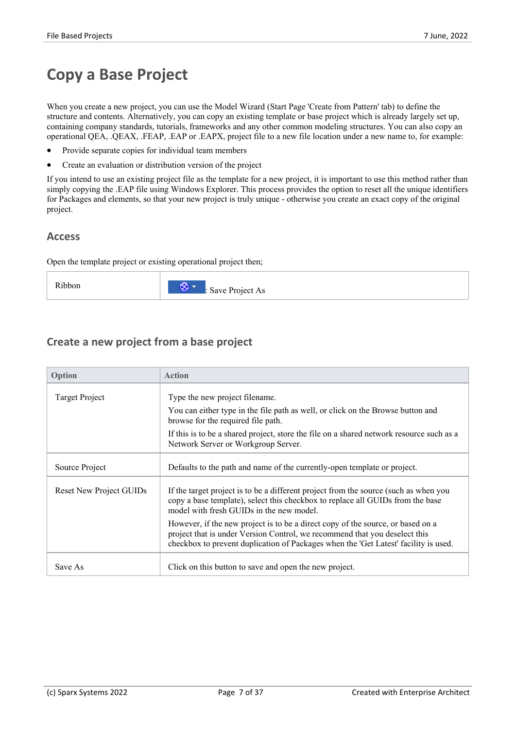# Copy a Base Project

When you create a new project, you can use the Model Wizard (Start Page 'Create from Pattern' tab) to define the structure and contents. Alternatively, you can copy an existing template or base project which is already largely set up, containing company standards, tutorials, frameworks and any other common modeling structures. You can also copy an operational QEA, .QEAX, .FEAP, .EAP or .EAPX, project file to a new file location under a new name to, for example:

- Provide separate copies for individual team members
- Create an evaluation or distribution version of the project

If you intend to use an existing project file as the template for a new project, it is important to use this method rather than simply copying the .EAP file using Windows Explorer. This process provides the option to reset all the unique identifiers for Packages and elements, so that your new project is truly unique - otherwise you create an exact copy of the original project.

## Access

Open the template project or existing operational project then;

| | |
|---|---|
| Ribbon | : Save Project As |

## Create a new project from a base project

| Option | Action |
|---|---|
| Target Project | Type the new project filename.<br>You can either type in the file path as well, or click on the Browse button and browse for the required file path.<br>If this is to be a shared project, store the file on a shared network resource such as a Network Server or Workgroup Server. |
| Source Project | Defaults to the path and name of the currently-open template or project. |
| Reset New Project GUIDs | If the target project is to be a different project from the source (such as when you copy a base template), select this checkbox to replace all GUIDs from the base model with fresh GUIDs in the new model.<br>However, if the new project is to be a direct copy of the source, or based on a project that is under Version Control, we recommend that you deselect this checkbox to prevent duplication of Packages when the 'Get Latest' facility is used. |
| Save As | Click on this button to save and open the new project. |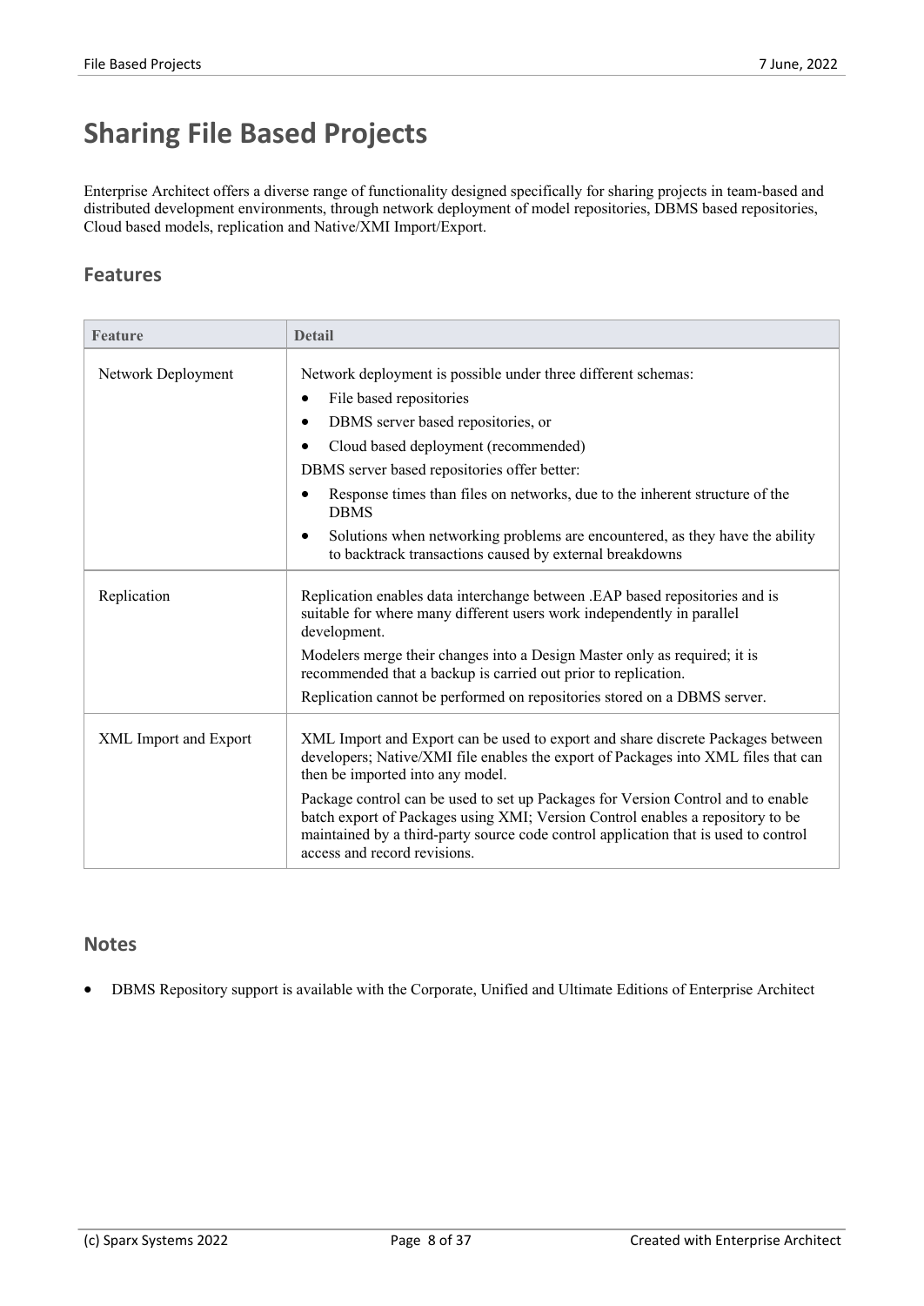# Sharing File Based Projects

Enterprise Architect offers a diverse range of functionality designed specifically for sharing projects in team-based and distributed development environments, through network deployment of model repositories, DBMS based repositories, Cloud based models, replication and Native/XMI Import/Export.

## Features

| Feature | Detail |
|---|---|
| Network Deployment | Network deployment is possible under three different schemas:<br>• File based repositories<br>• DBMS server based repositories, or<br>• Cloud based deployment (recommended)<br>DBMS server based repositories offer better:<br>• Response times than files on networks, due to the inherent structure of the DBMS<br>• Solutions when networking problems are encountered, as they have the ability to backtrack transactions caused by external breakdowns |
| Replication | Replication enables data interchange between .EAP based repositories and is suitable for where many different users work independently in parallel development.<br>Modelers merge their changes into a Design Master only as required; it is recommended that a backup is carried out prior to replication.<br>Replication cannot be performed on repositories stored on a DBMS server. |
| XML Import and Export | XML Import and Export can be used to export and share discrete Packages between developers; Native/XMI file enables the export of Packages into XML files that can then be imported into any model.<br>Package control can be used to set up Packages for Version Control and to enable batch export of Packages using XMI; Version Control enables a repository to be maintained by a third-party source code control application that is used to control access and record revisions. |

## Notes

- DBMS Repository support is available with the Corporate, Unified and Ultimate Editions of Enterprise Architect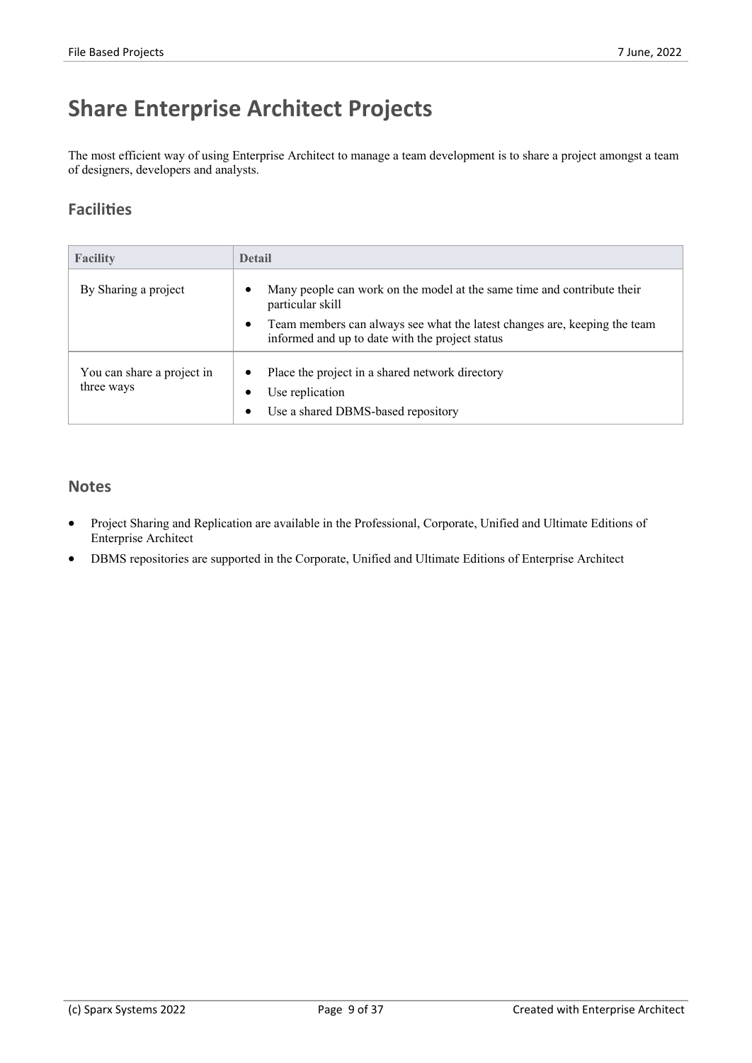# Share Enterprise Architect Projects

The most efficient way of using Enterprise Architect to manage a team development is to share a project amongst a team of designers, developers and analysts.

## Facilities

| Facility | Detail |
| --- | --- |
| By Sharing a project | • Many people can work on the model at the same time and contribute their particular skill<br>• Team members can always see what the latest changes are, keeping the team informed and up to date with the project status |
| You can share a project in three ways | • Place the project in a shared network directory<br>• Use replication<br>• Use a shared DBMS-based repository |

## Notes

- Project Sharing and Replication are available in the Professional, Corporate, Unified and Ultimate Editions of Enterprise Architect
- DBMS repositories are supported in the Corporate, Unified and Ultimate Editions of Enterprise Architect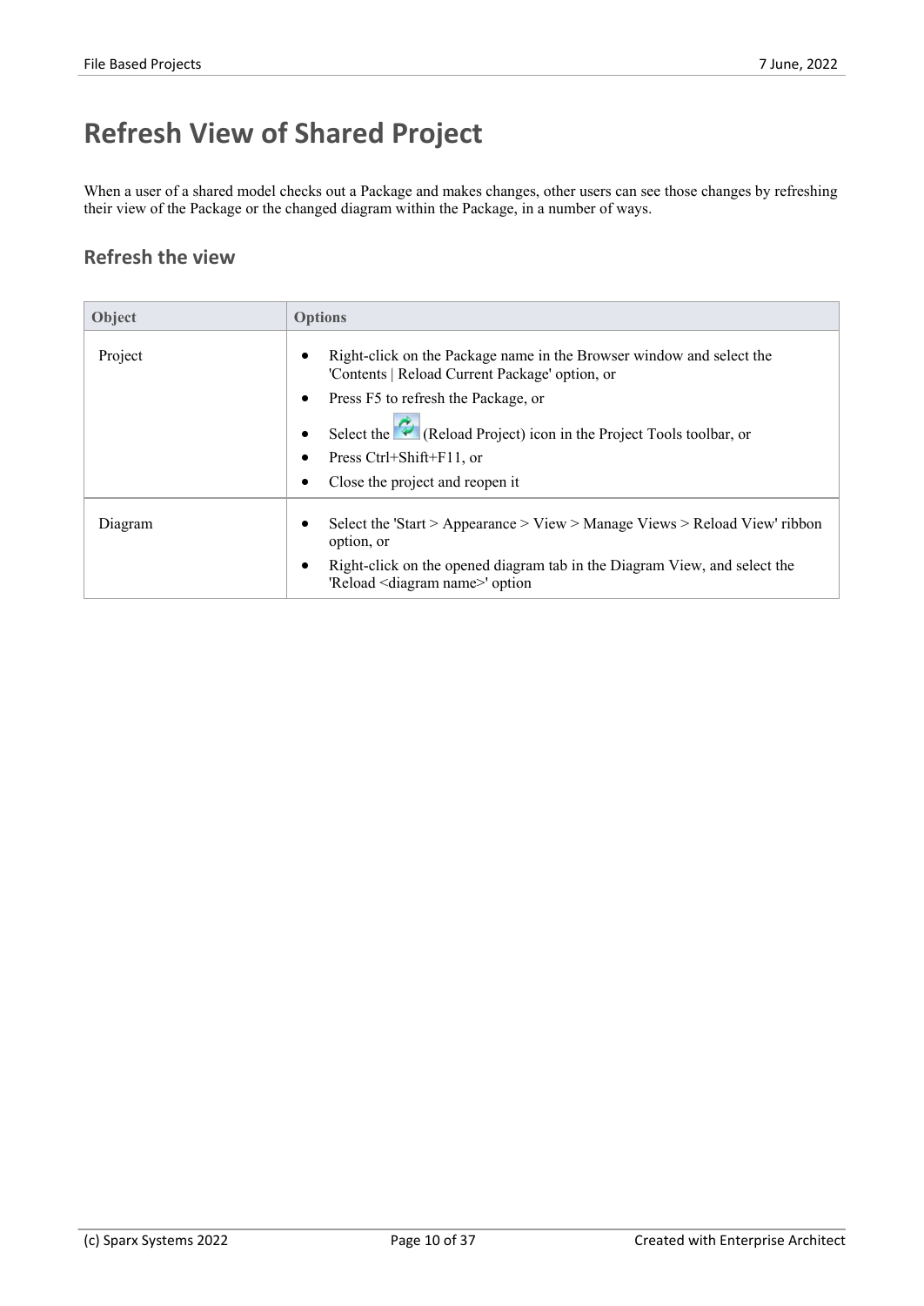# Refresh View of Shared Project

When a user of a shared model checks out a Package and makes changes, other users can see those changes by refreshing their view of the Package or the changed diagram within the Package, in a number of ways.

## Refresh the view

| Object | Options |
|---|---|
| Project | • Right-click on the Package name in the Browser window and select the 'Contents \| Reload Current Package' option, or<br>• Press F5 to refresh the Package, or<br>• Select the (Reload Project) icon in the Project Tools toolbar, or<br>• Press Ctrl+Shift+F11, or<br>• Close the project and reopen it |
| Diagram | • Select the 'Start > Appearance > View > Manage Views > Reload View' ribbon option, or<br>• Right-click on the opened diagram tab in the Diagram View, and select the 'Reload <diagram name>' option |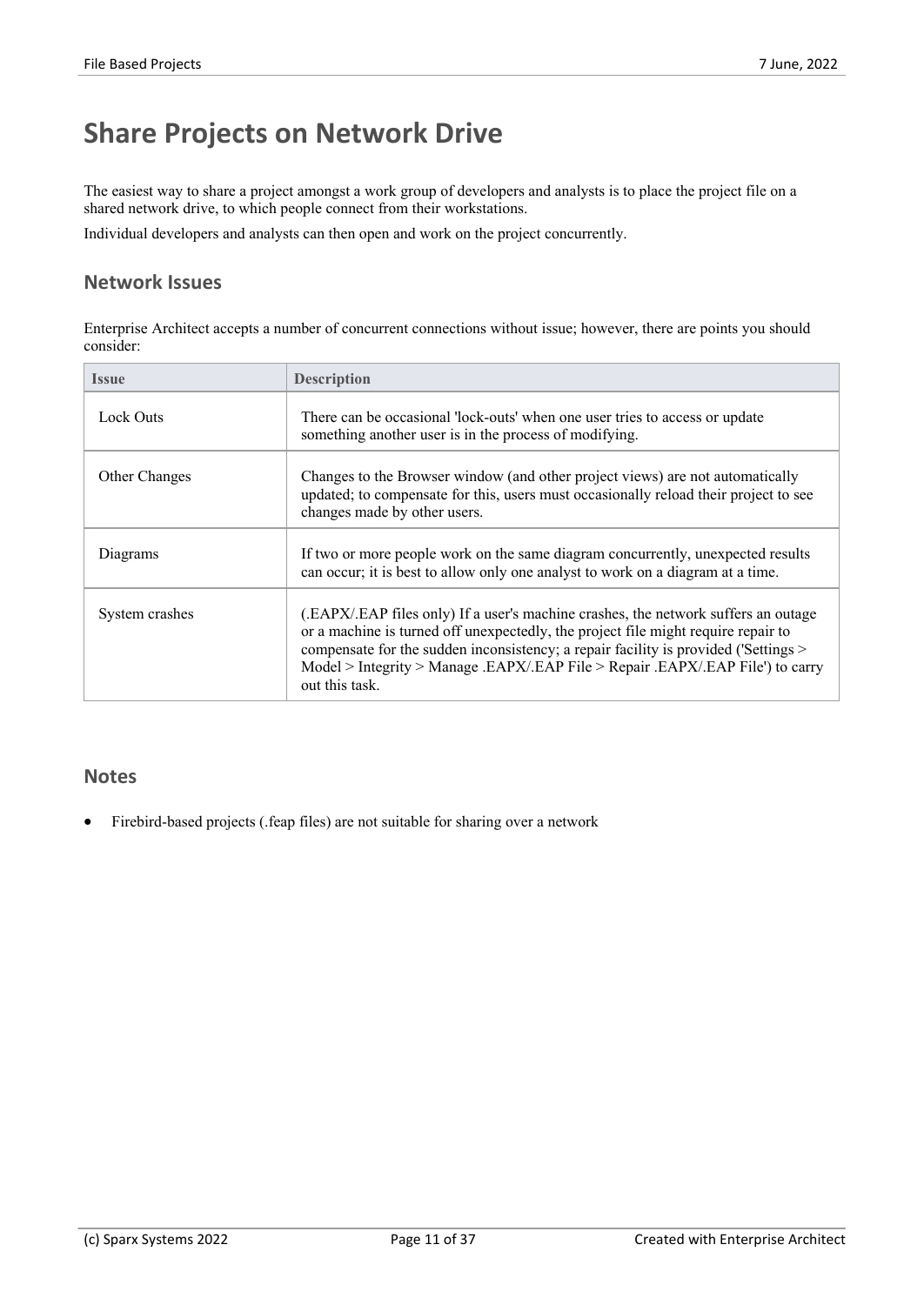# Share Projects on Network Drive

The easiest way to share a project amongst a work group of developers and analysts is to place the project file on a shared network drive, to which people connect from their workstations.

Individual developers and analysts can then open and work on the project concurrently.

## Network Issues

Enterprise Architect accepts a number of concurrent connections without issue; however, there are points you should consider:

| Issue | Description |
|---|---|
| Lock Outs | There can be occasional 'lock-outs' when one user tries to access or update something another user is in the process of modifying. |
| Other Changes | Changes to the Browser window (and other project views) are not automatically updated; to compensate for this, users must occasionally reload their project to see changes made by other users. |
| Diagrams | If two or more people work on the same diagram concurrently, unexpected results can occur; it is best to allow only one analyst to work on a diagram at a time. |
| System crashes | (.EAPX/.EAP files only) If a user's machine crashes, the network suffers an outage or a machine is turned off unexpectedly, the project file might require repair to compensate for the sudden inconsistency; a repair facility is provided ('Settings > Model > Integrity > Manage .EAPX/.EAP File > Repair .EAPX/.EAP File') to carry out this task. |

## Notes

- Firebird-based projects (.feap files) are not suitable for sharing over a network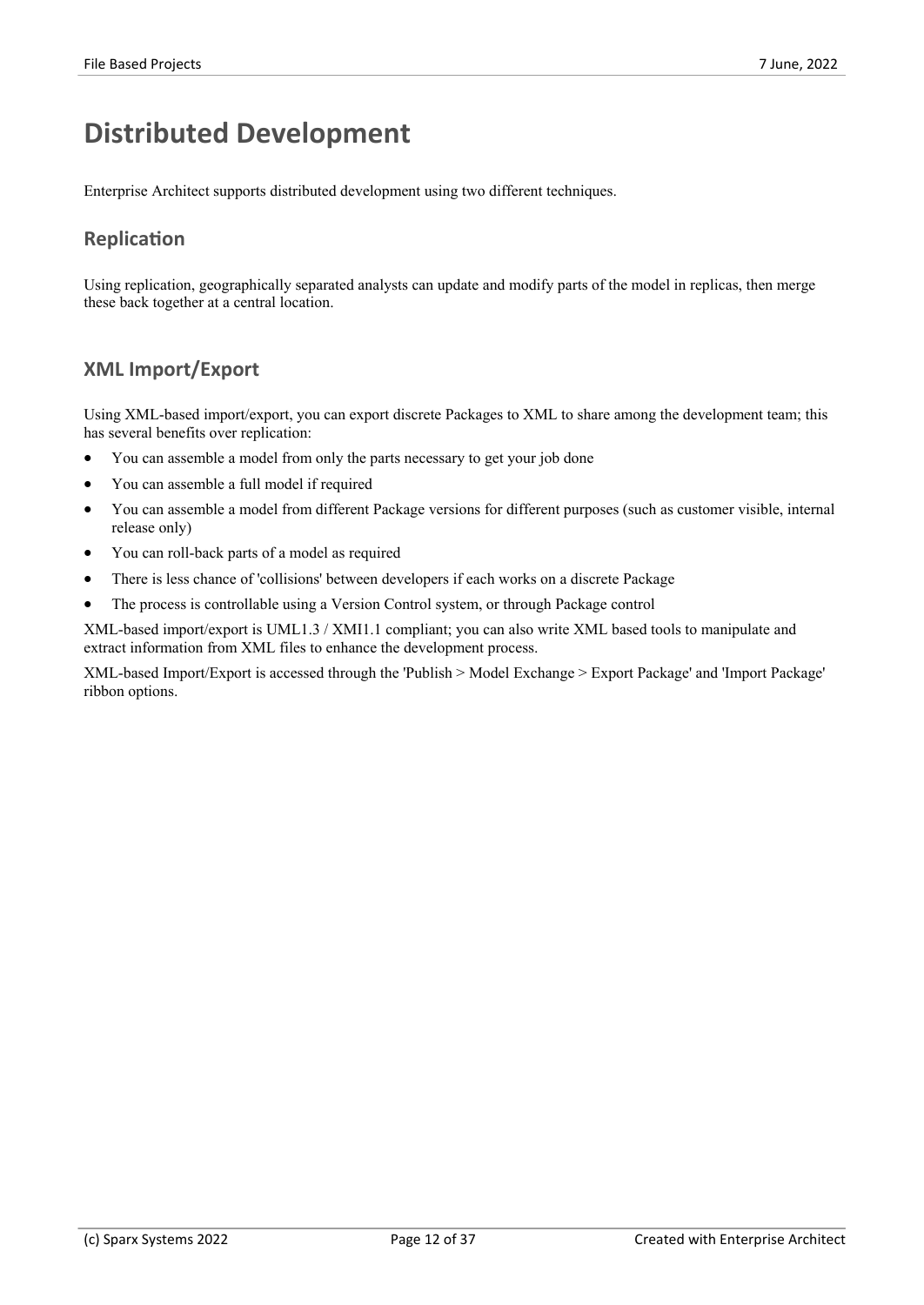# Distributed Development

Enterprise Architect supports distributed development using two different techniques.

## Replication

Using replication, geographically separated analysts can update and modify parts of the model in replicas, then merge these back together at a central location.

## XML Import/Export

Using XML-based import/export, you can export discrete Packages to XML to share among the development team; this has several benefits over replication:

- You can assemble a model from only the parts necessary to get your job done
- You can assemble a full model if required
- You can assemble a model from different Package versions for different purposes (such as customer visible, internal release only)
- You can roll-back parts of a model as required
- There is less chance of 'collisions' between developers if each works on a discrete Package
- The process is controllable using a Version Control system, or through Package control

XML-based import/export is UML1.3 / XMI1.1 compliant; you can also write XML based tools to manipulate and extract information from XML files to enhance the development process.

XML-based Import/Export is accessed through the 'Publish > Model Exchange > Export Package' and 'Import Package' ribbon options.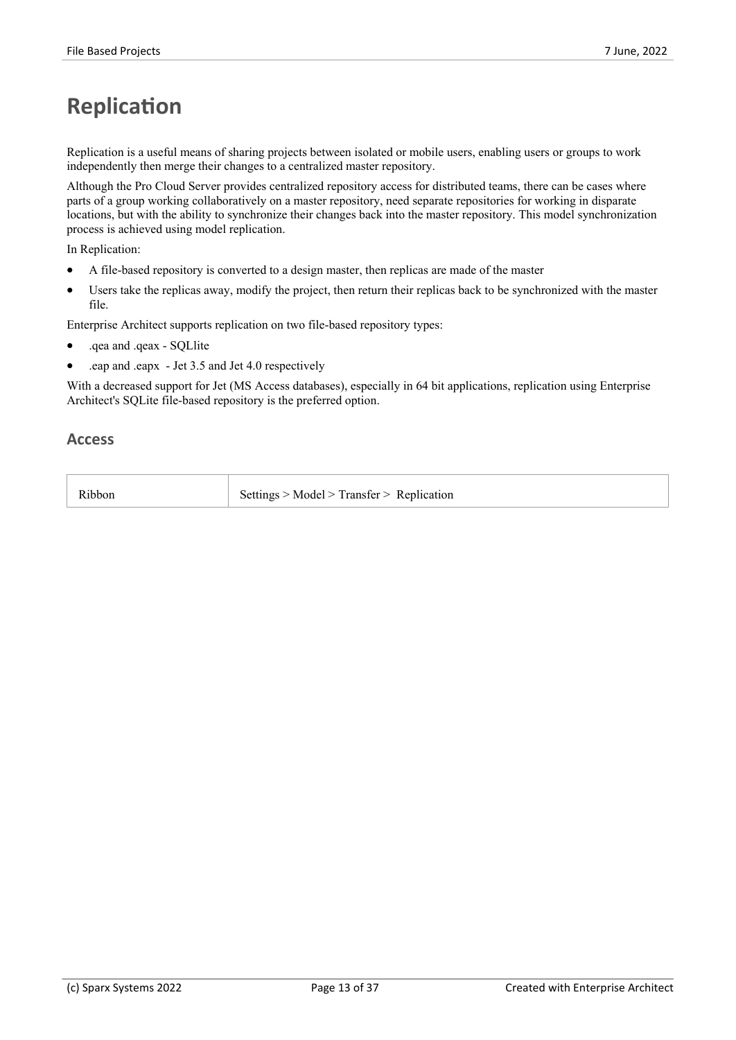# Replication

Replication is a useful means of sharing projects between isolated or mobile users, enabling users or groups to work independently then merge their changes to a centralized master repository.

Although the Pro Cloud Server provides centralized repository access for distributed teams, there can be cases where parts of a group working collaboratively on a master repository, need separate repositories for working in disparate locations, but with the ability to synchronize their changes back into the master repository. This model synchronization process is achieved using model replication.

In Replication:

- A file-based repository is converted to a design master, then replicas are made of the master
- Users take the replicas away, modify the project, then return their replicas back to be synchronized with the master file.

Enterprise Architect supports replication on two file-based repository types:

- .qea and .qeax - SQLlite
- .eap and .eapx - Jet 3.5 and Jet 4.0 respectively

With a decreased support for Jet (MS Access databases), especially in 64 bit applications, replication using Enterprise Architect's SQLite file-based repository is the preferred option.

## Access

| | |
|---|---|
| Ribbon | Settings > Model > Transfer > Replication |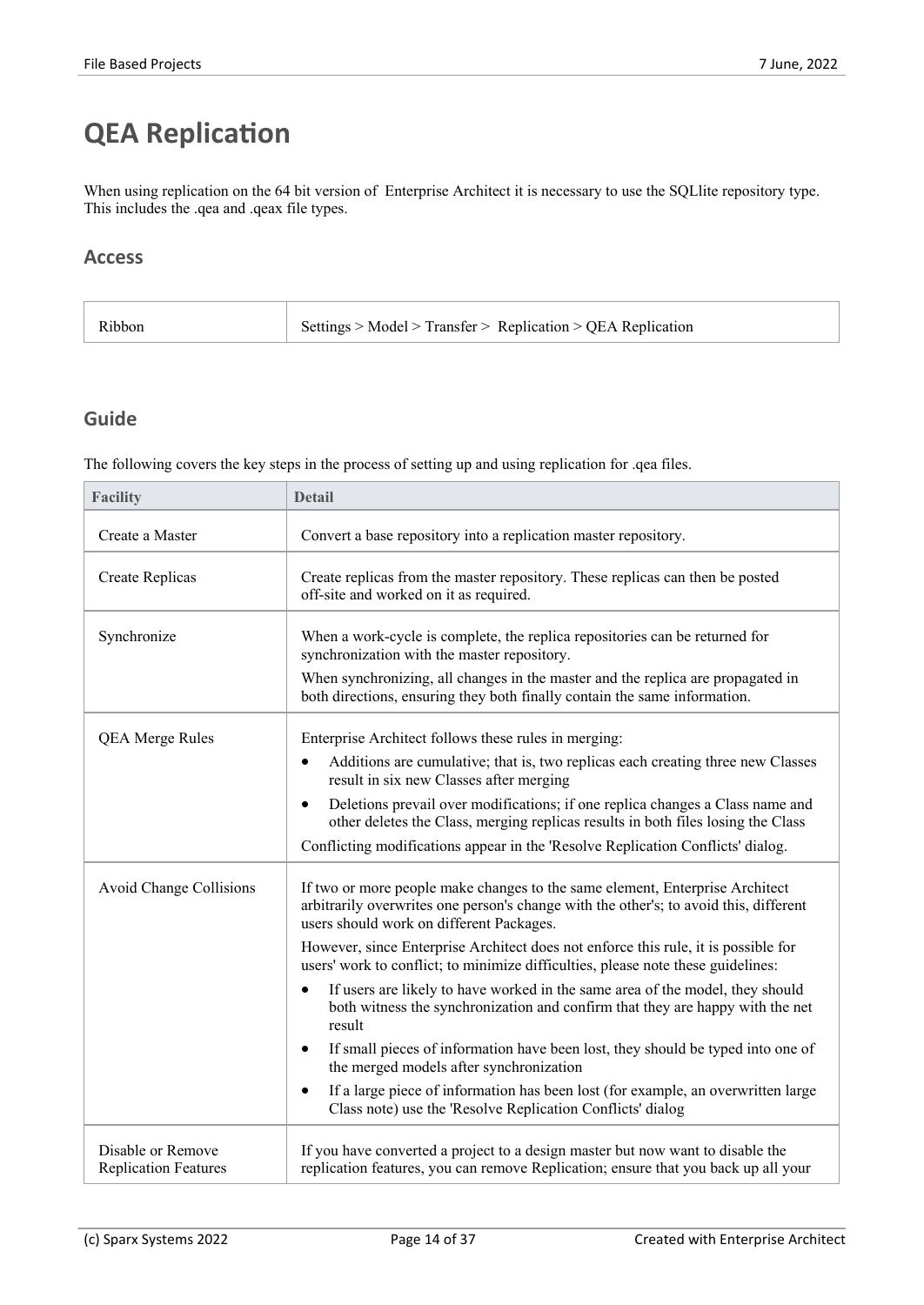# QEA Replication

When using replication on the 64 bit version of  Enterprise Architect it is necessary to use the SQLlite repository type. This includes the .qea and .qeax file types.

## Access

| Ribbon | Settings > Model > Transfer >  Replication > QEA Replication |
|---|---|

## Guide

The following covers the key steps in the process of setting up and using replication for .qea files.

| Facility | Detail |
|---|---|
| Create a Master | Convert a base repository into a replication master repository. |
| Create Replicas | Create replicas from the master repository. These replicas can then be posted off-site and worked on it as required. |
| Synchronize | When a work-cycle is complete, the replica repositories can be returned for synchronization with the master repository.<br>When synchronizing, all changes in the master and the replica are propagated in both directions, ensuring they both finally contain the same information. |
| QEA Merge Rules | Enterprise Architect follows these rules in merging:<br>• Additions are cumulative; that is, two replicas each creating three new Classes result in six new Classes after merging<br>• Deletions prevail over modifications; if one replica changes a Class name and other deletes the Class, merging replicas results in both files losing the Class<br>Conflicting modifications appear in the 'Resolve Replication Conflicts' dialog. |
| Avoid Change Collisions | If two or more people make changes to the same element, Enterprise Architect arbitrarily overwrites one person's change with the other's; to avoid this, different users should work on different Packages.<br>However, since Enterprise Architect does not enforce this rule, it is possible for users' work to conflict; to minimize difficulties, please note these guidelines:<br>• If users are likely to have worked in the same area of the model, they should both witness the synchronization and confirm that they are happy with the net result<br>• If small pieces of information have been lost, they should be typed into one of the merged models after synchronization<br>• If a large piece of information has been lost (for example, an overwritten large Class note) use the 'Resolve Replication Conflicts' dialog |
| Disable or Remove Replication Features | If you have converted a project to a design master but now want to disable the replication features, you can remove Replication; ensure that you back up all your |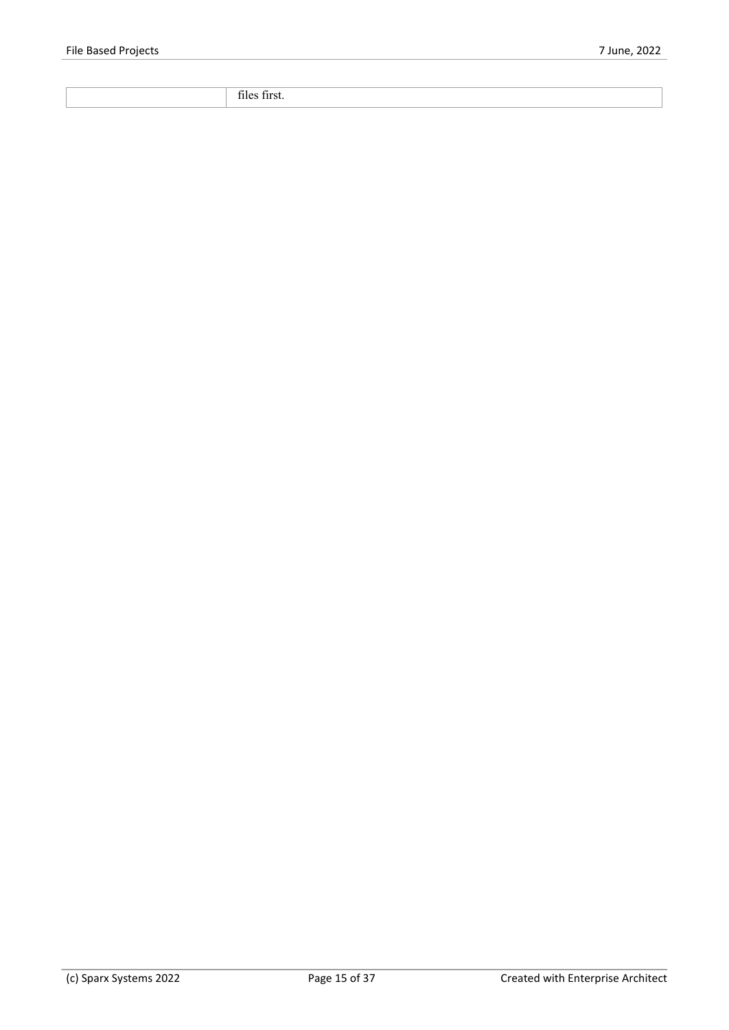|  |  |
|---|---|
|  | files first. |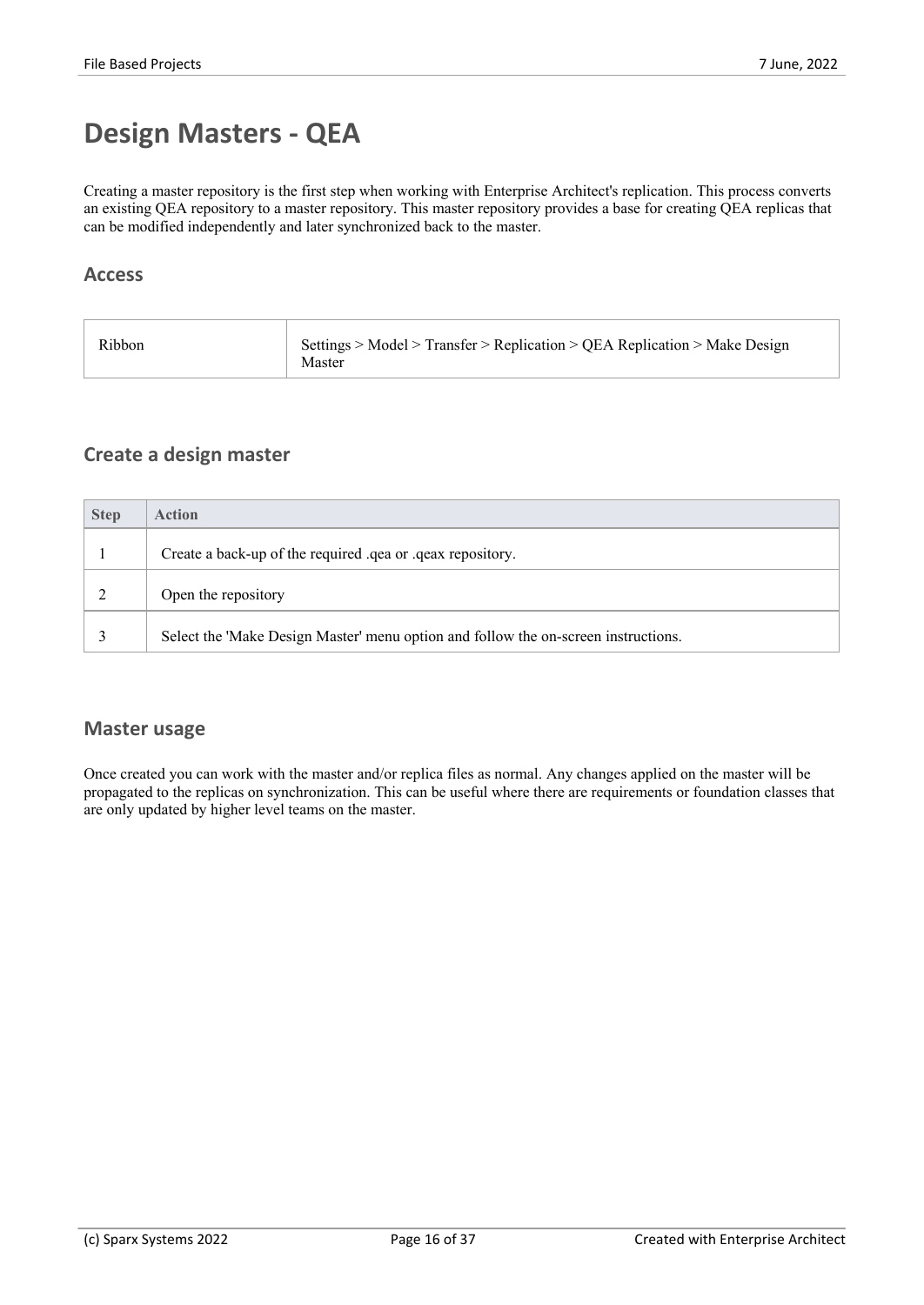# Design Masters - QEA

Creating a master repository is the first step when working with Enterprise Architect's replication. This process converts an existing QEA repository to a master repository. This master repository provides a base for creating QEA replicas that can be modified independently and later synchronized back to the master.

## Access

| Ribbon | Settings > Model > Transfer > Replication > QEA Replication > Make Design Master |
|---|---|

## Create a design master

| Step | Action |
|---|---|
| 1 | Create a back-up of the required .qea or .qeax repository. |
| 2 | Open the repository |
| 3 | Select the 'Make Design Master' menu option and follow the on-screen instructions. |

## Master usage

Once created you can work with the master and/or replica files as normal. Any changes applied on the master will be propagated to the replicas on synchronization. This can be useful where there are requirements or foundation classes that are only updated by higher level teams on the master.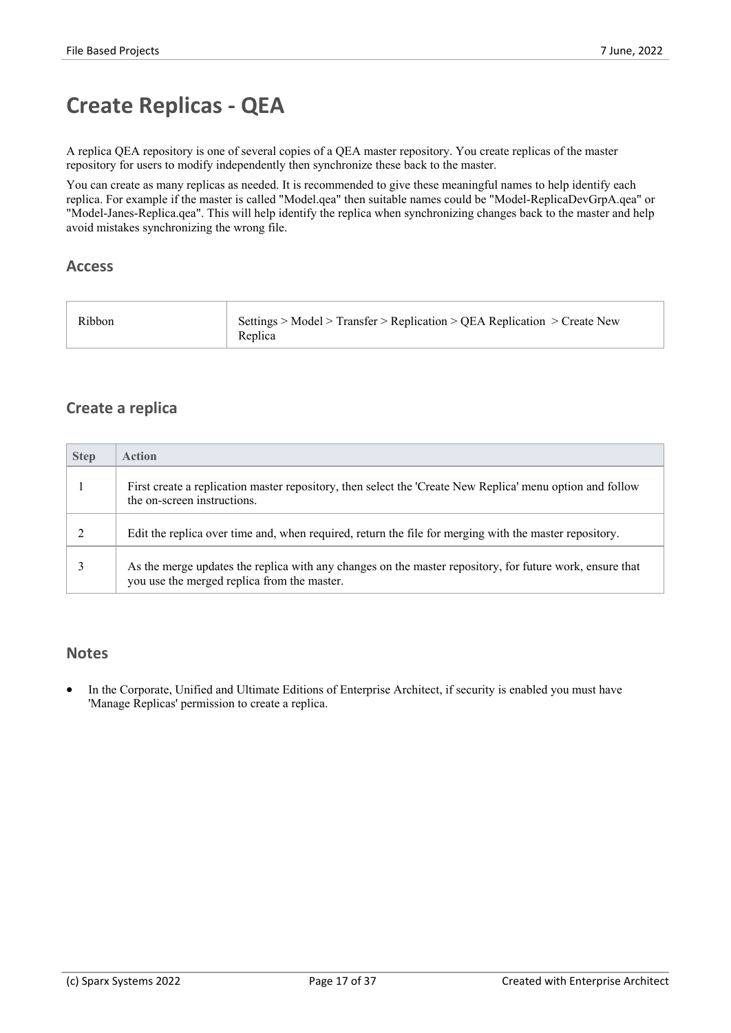# Create Replicas - QEA

A replica QEA repository is one of several copies of a QEA master repository. You create replicas of the master repository for users to modify independently then synchronize these back to the master.

You can create as many replicas as needed. It is recommended to give these meaningful names to help identify each replica. For example if the master is called "Model.qea" then suitable names could be "Model-ReplicaDevGrpA.qea" or "Model-Janes-Replica.qea". This will help identify the replica when synchronizing changes back to the master and help avoid mistakes synchronizing the wrong file.

## Access

| | |
|---|---|
| Ribbon | Settings > Model > Transfer > Replication > QEA Replication > Create New Replica |

## Create a replica

| Step | Action |
|---|---|
| 1 | First create a replication master repository, then select the 'Create New Replica' menu option and follow the on-screen instructions. |
| 2 | Edit the replica over time and, when required, return the file for merging with the master repository. |
| 3 | As the merge updates the replica with any changes on the master repository, for future work, ensure that you use the merged replica from the master. |

## Notes

- In the Corporate, Unified and Ultimate Editions of Enterprise Architect, if security is enabled you must have 'Manage Replicas' permission to create a replica.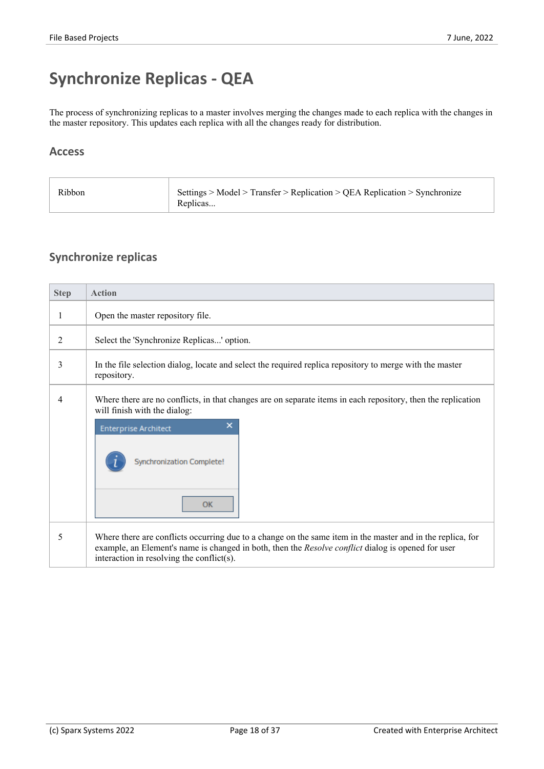# Synchronize Replicas - QEA

The process of synchronizing replicas to a master involves merging the changes made to each replica with the changes in the master repository. This updates each replica with all the changes ready for distribution.

## Access

| | |
|---|---|
| Ribbon | Settings > Model > Transfer > Replication > QEA Replication > Synchronize Replicas... |

## Synchronize replicas

| Step | Action |
|---|---|
| 1 | Open the master repository file. |
| 2 | Select the 'Synchronize Replicas...' option. |
| 3 | In the file selection dialog, locate and select the required replica repository to merge with the master repository. |
| 4 | Where there are no conflicts, in that changes are on separate items in each repository, then the replication will finish with the dialog:<br>Enterprise Architect<br>Synchronization Complete!<br>OK |
| 5 | Where there are conflicts occurring due to a change on the same item in the master and in the replica, for example, an Element's name is changed in both, then the *Resolve conflict* dialog is opened for user interaction in resolving the conflict(s). |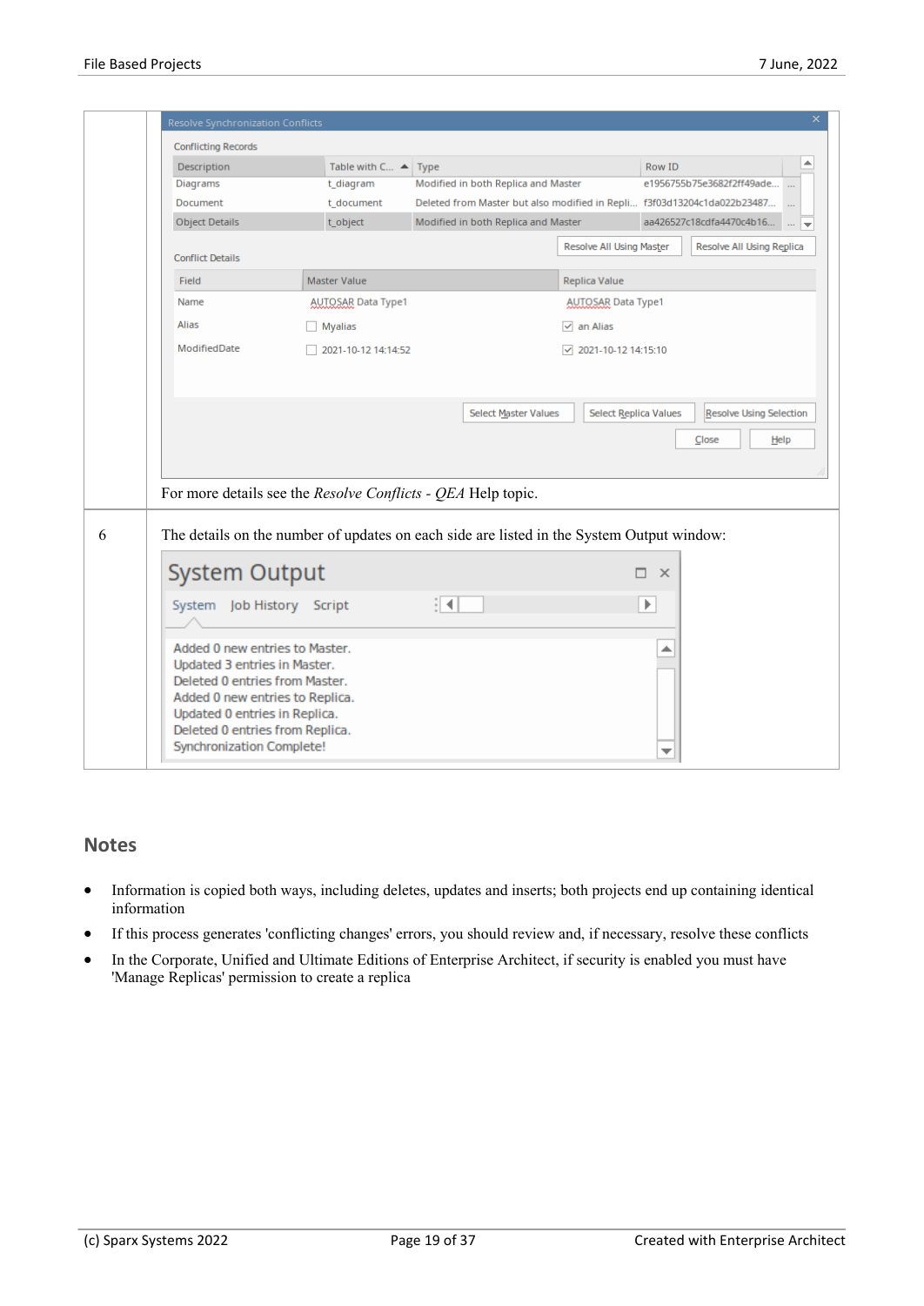| | |
|---|---|
| | For more details see the *Resolve Conflicts - QEA* Help topic. |
| 6 | The details on the number of updates on each side are listed in the System Output window: |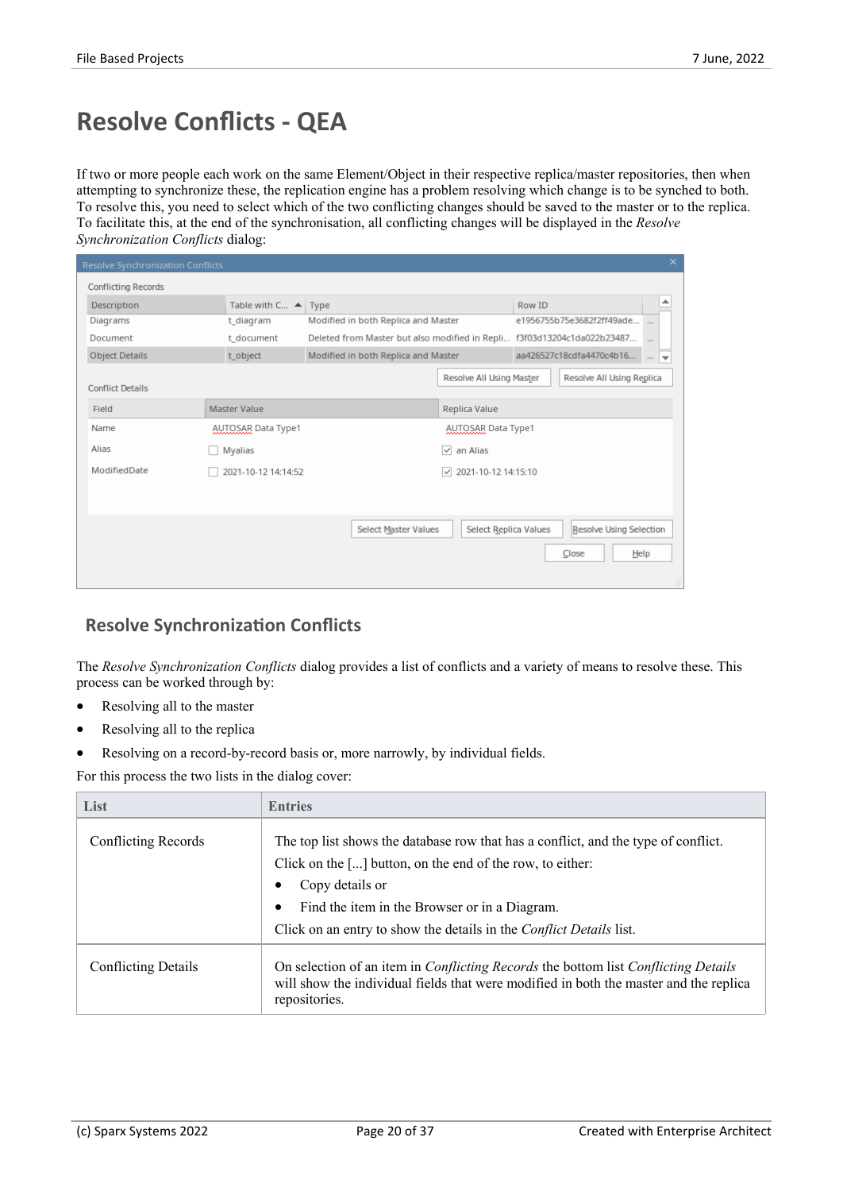# Resolve Conflicts - QEA

If two or more people each work on the same Element/Object in their respective replica/master repositories, then when attempting to synchronize these, the replication engine has a problem resolving which change is to be synched to both. To resolve this, you need to select which of the two conflicting changes should be saved to the master or to the replica. To facilitate this, at the end of the synchronisation, all conflicting changes will be displayed in the *Resolve Synchronization Conflicts* dialog:

## Resolve Synchronization Conflicts

The *Resolve Synchronization Conflicts* dialog provides a list of conflicts and a variety of means to resolve these. This process can be worked through by:

- Resolving all to the master
- Resolving all to the replica
- Resolving on a record-by-record basis or, more narrowly, by individual fields.

For this process the two lists in the dialog cover:

| List | Entries |
|---|---|
| Conflicting Records | The top list shows the database row that has a conflict, and the type of conflict.<br>Click on the [...] button, on the end of the row, to either:<br>• Copy details or<br>• Find the item in the Browser or in a Diagram.<br>Click on an entry to show the details in the *Conflict Details* list. |
| Conflicting Details | On selection of an item in *Conflicting Records* the bottom list *Conflicting Details* will show the individual fields that were modified in both the master and the replica repositories. |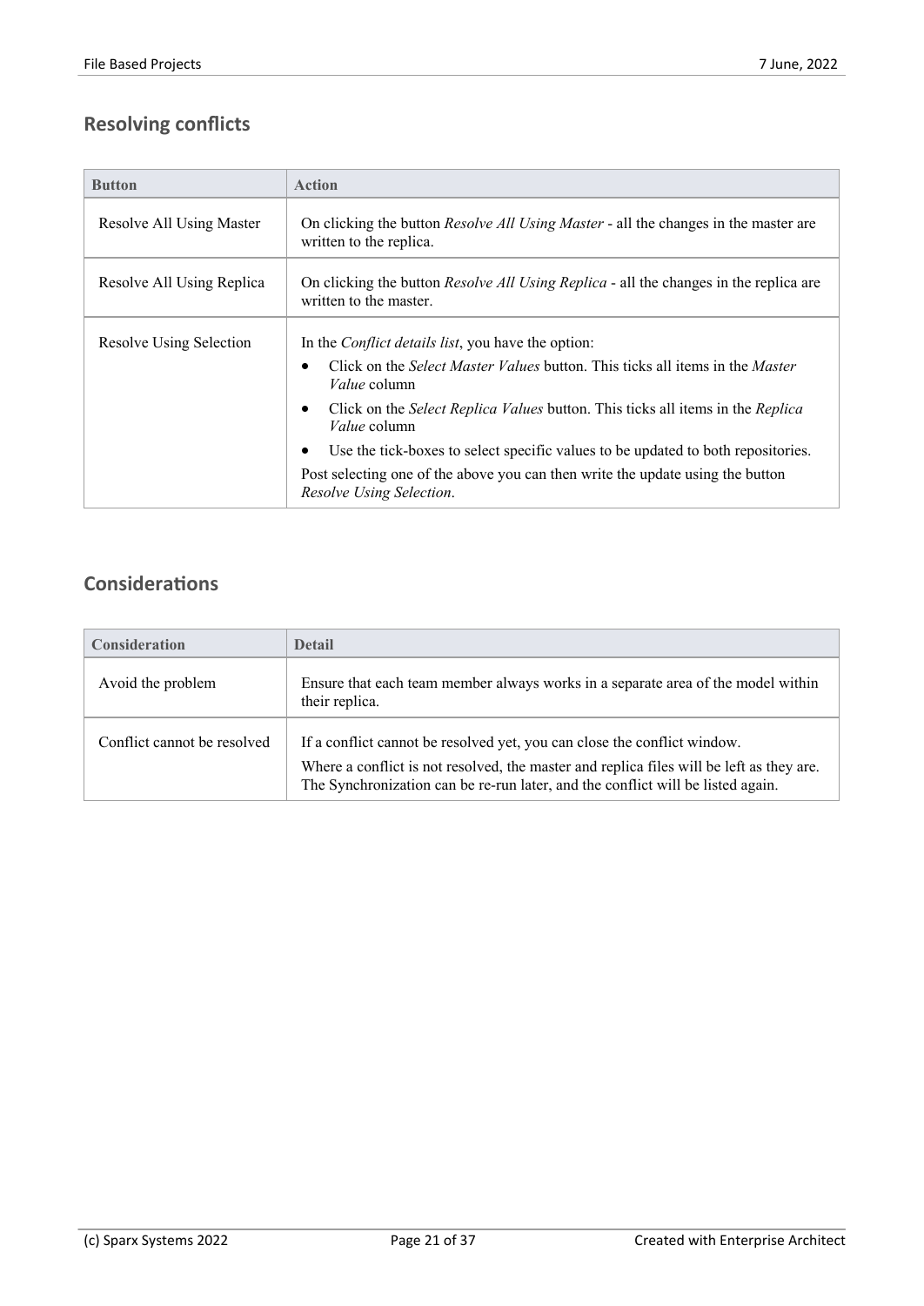## Resolving conflicts

| Button | Action |
|---|---|
| Resolve All Using Master | On clicking the button *Resolve All Using Master* - all the changes in the master are written to the replica. |
| Resolve All Using Replica | On clicking the button *Resolve All Using Replica* - all the changes in the replica are written to the master. |
| Resolve Using Selection | In the *Conflict details list*, you have the option:<br>• Click on the *Select Master Values* button. This ticks all items in the *Master Value* column<br>• Click on the *Select Replica Values* button. This ticks all items in the *Replica Value* column<br>• Use the tick-boxes to select specific values to be updated to both repositories.<br>Post selecting one of the above you can then write the update using the button *Resolve Using Selection*. |

## Considerations

| Consideration | Detail |
|---|---|
| Avoid the problem | Ensure that each team member always works in a separate area of the model within their replica. |
| Conflict cannot be resolved | If a conflict cannot be resolved yet, you can close the conflict window.<br>Where a conflict is not resolved, the master and replica files will be left as they are. The Synchronization can be re-run later, and the conflict will be listed again. |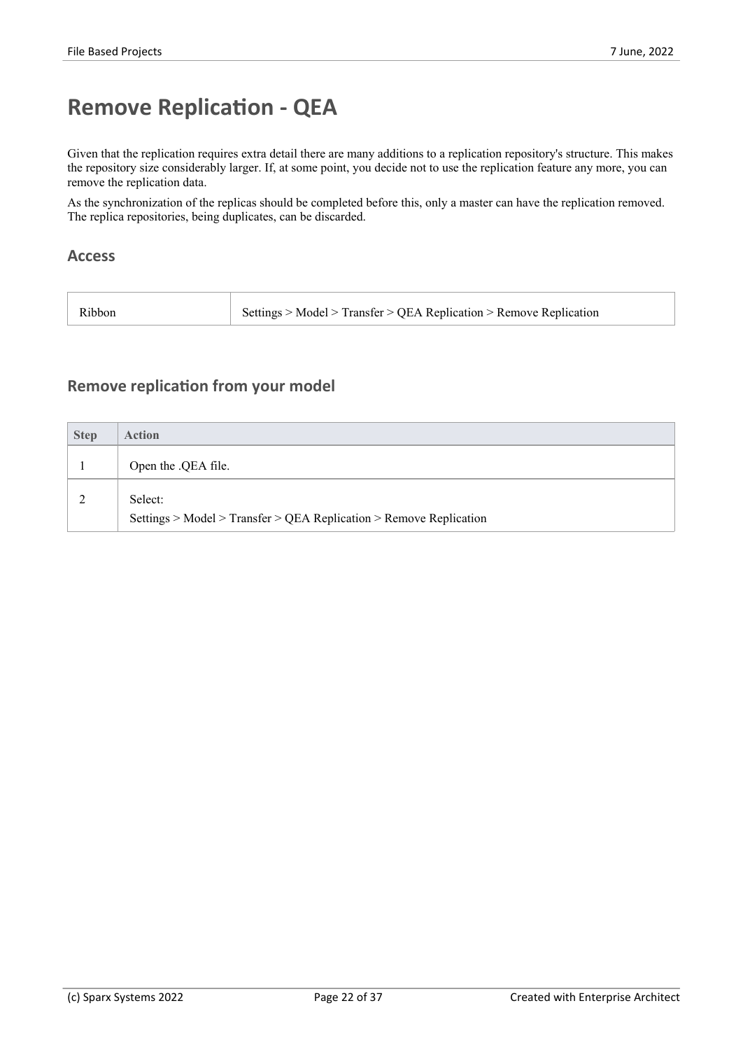# Remove Replication - QEA

Given that the replication requires extra detail there are many additions to a replication repository's structure. This makes the repository size considerably larger. If, at some point, you decide not to use the replication feature any more, you can remove the replication data.

As the synchronization of the replicas should be completed before this, only a master can have the replication removed. The replica repositories, being duplicates, can be discarded.

## Access

| | |
|---|---|
| Ribbon | Settings > Model > Transfer > QEA Replication > Remove Replication |

## Remove replication from your model

| Step | Action |
|---|---|
| 1 | Open the .QEA file. |
| 2 | Select:<br>Settings > Model > Transfer > QEA Replication > Remove Replication |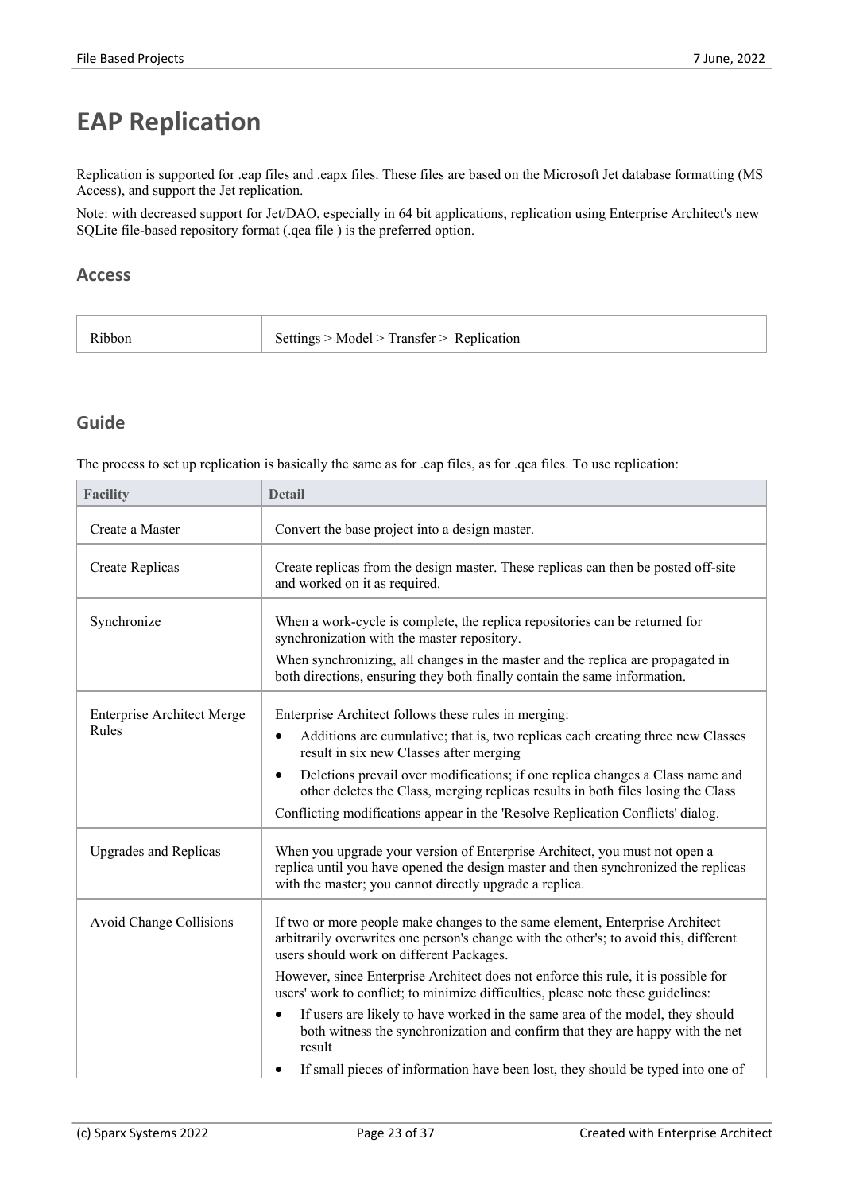# EAP Replication

Replication is supported for .eap files and .eapx files. These files are based on the Microsoft Jet database formatting (MS Access), and support the Jet replication.

Note: with decreased support for Jet/DAO, especially in 64 bit applications, replication using Enterprise Architect's new SQLite file-based repository format (.qea file ) is the preferred option.

## Access

| | |
|---|---|
| Ribbon | Settings > Model > Transfer > Replication |

## Guide

The process to set up replication is basically the same as for .eap files, as for .qea files. To use replication:

| Facility | Detail |
|---|---|
| Create a Master | Convert the base project into a design master. |
| Create Replicas | Create replicas from the design master. These replicas can then be posted off-site and worked on it as required. |
| Synchronize | When a work-cycle is complete, the replica repositories can be returned for synchronization with the master repository.<br><br>When synchronizing, all changes in the master and the replica are propagated in both directions, ensuring they both finally contain the same information. |
| Enterprise Architect Merge Rules | Enterprise Architect follows these rules in merging:<br>• Additions are cumulative; that is, two replicas each creating three new Classes result in six new Classes after merging<br>• Deletions prevail over modifications; if one replica changes a Class name and other deletes the Class, merging replicas results in both files losing the Class<br><br>Conflicting modifications appear in the 'Resolve Replication Conflicts' dialog. |
| Upgrades and Replicas | When you upgrade your version of Enterprise Architect, you must not open a replica until you have opened the design master and then synchronized the replicas with the master; you cannot directly upgrade a replica. |
| Avoid Change Collisions | If two or more people make changes to the same element, Enterprise Architect arbitrarily overwrites one person's change with the other's; to avoid this, different users should work on different Packages.<br><br>However, since Enterprise Architect does not enforce this rule, it is possible for users' work to conflict; to minimize difficulties, please note these guidelines:<br>• If users are likely to have worked in the same area of the model, they should both witness the synchronization and confirm that they are happy with the net result<br>• If small pieces of information have been lost, they should be typed into one of |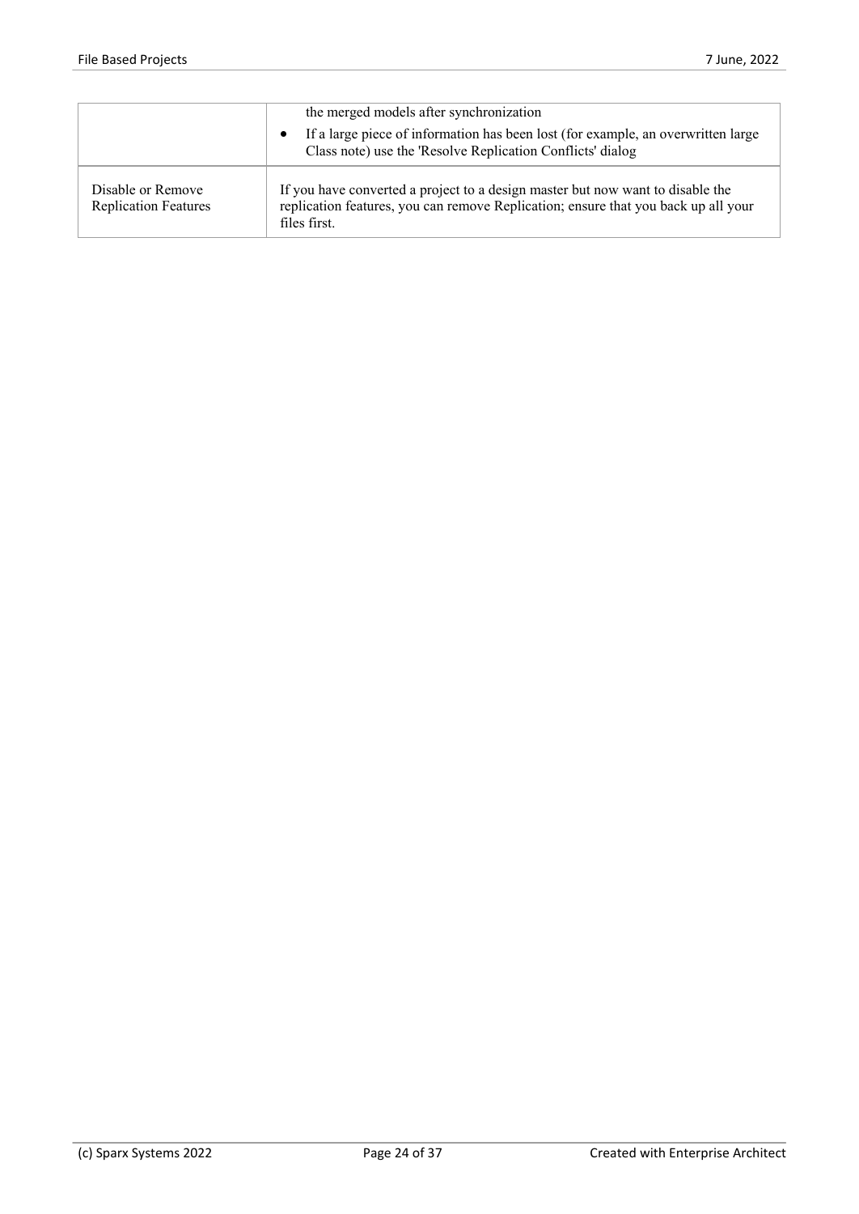| | |
|---|---|
| | the merged models after synchronization<br>• If a large piece of information has been lost (for example, an overwritten large Class note) use the 'Resolve Replication Conflicts' dialog |
| Disable or Remove Replication Features | If you have converted a project to a design master but now want to disable the replication features, you can remove Replication; ensure that you back up all your files first. |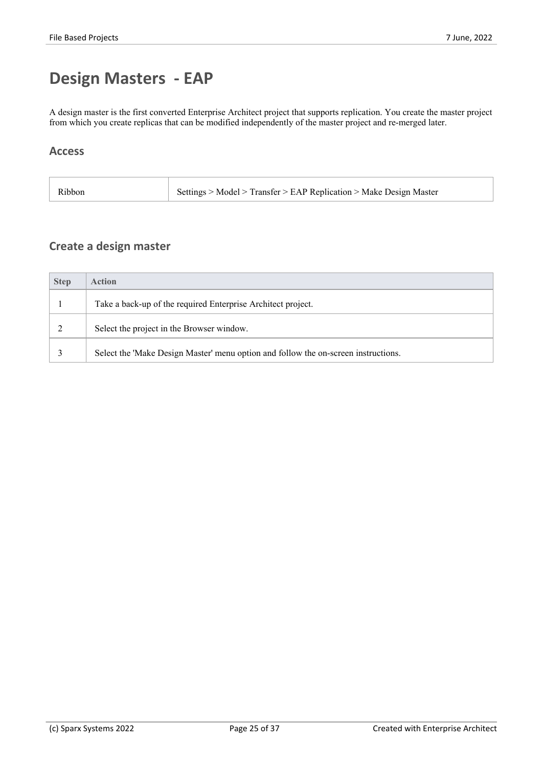# Design Masters - EAP

A design master is the first converted Enterprise Architect project that supports replication. You create the master project from which you create replicas that can be modified independently of the master project and re-merged later.

## Access

| | |
|---|---|
| Ribbon | Settings > Model > Transfer > EAP Replication > Make Design Master |

## Create a design master

| Step | Action |
|---|---|
| 1 | Take a back-up of the required Enterprise Architect project. |
| 2 | Select the project in the Browser window. |
| 3 | Select the 'Make Design Master' menu option and follow the on-screen instructions. |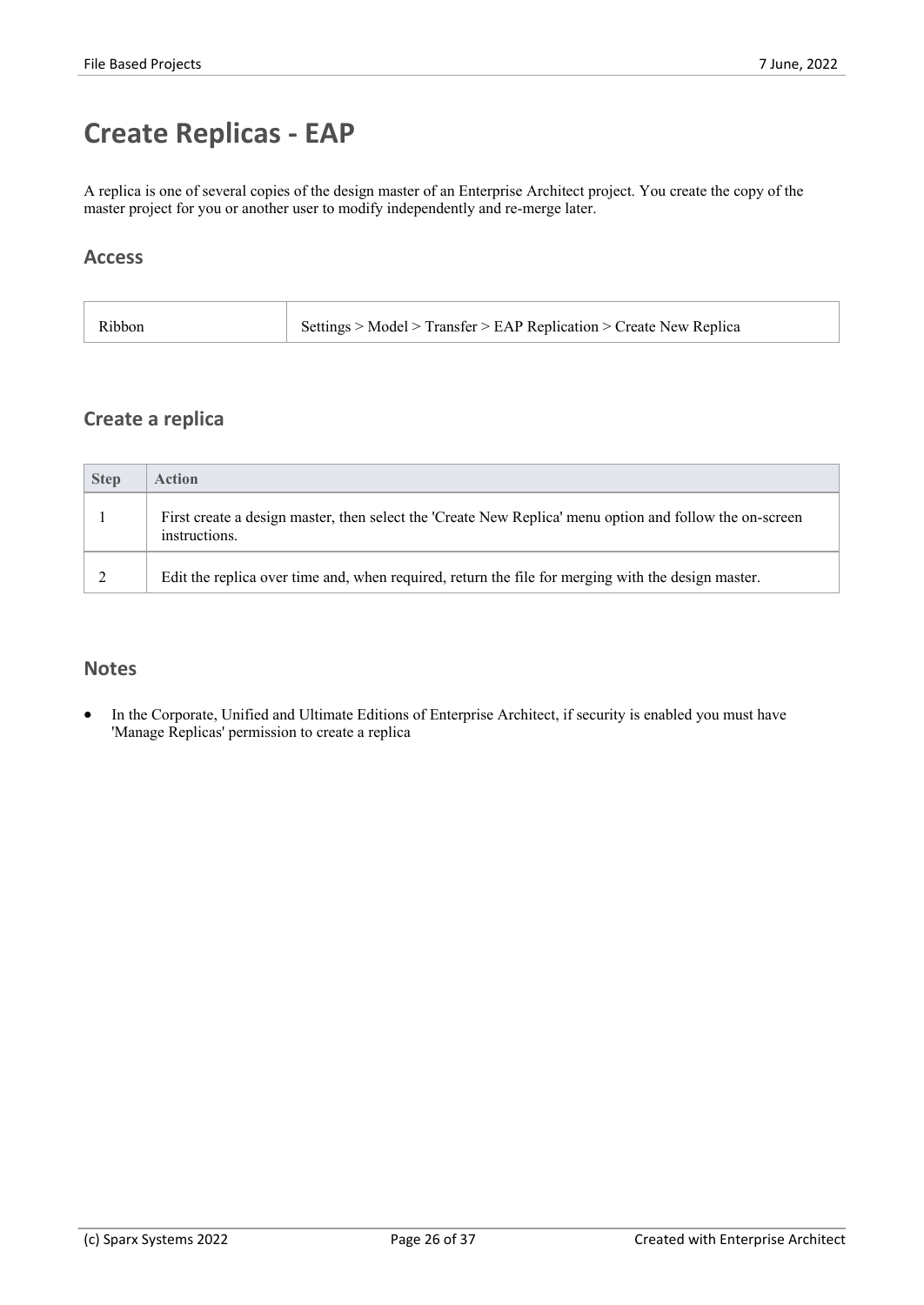# Create Replicas - EAP

A replica is one of several copies of the design master of an Enterprise Architect project. You create the copy of the master project for you or another user to modify independently and re-merge later.

## Access

| | |
|---|---|
| Ribbon | Settings > Model > Transfer > EAP Replication > Create New Replica |

## Create a replica

| Step | Action |
|---|---|
| 1 | First create a design master, then select the 'Create New Replica' menu option and follow the on-screen instructions. |
| 2 | Edit the replica over time and, when required, return the file for merging with the design master. |

## Notes

- In the Corporate, Unified and Ultimate Editions of Enterprise Architect, if security is enabled you must have 'Manage Replicas' permission to create a replica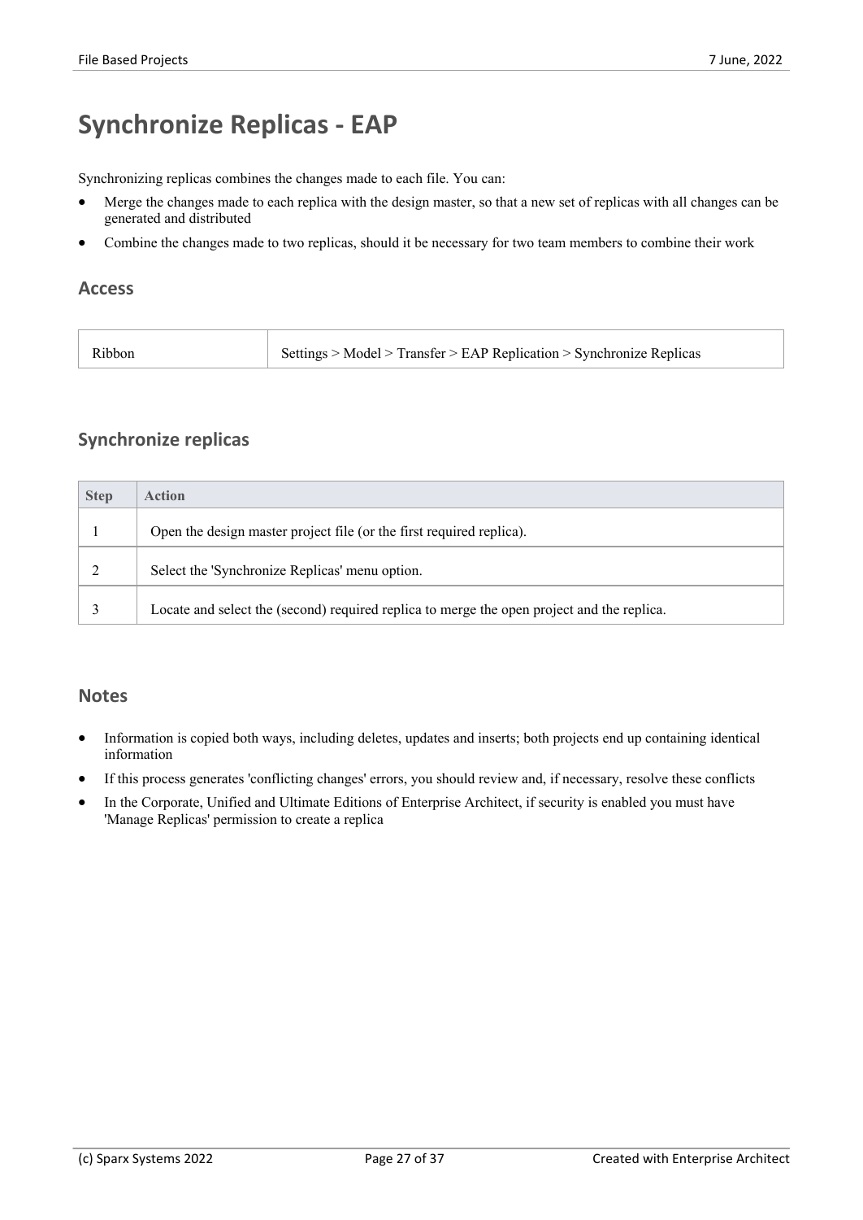# Synchronize Replicas - EAP

Synchronizing replicas combines the changes made to each file. You can:

- Merge the changes made to each replica with the design master, so that a new set of replicas with all changes can be generated and distributed
- Combine the changes made to two replicas, should it be necessary for two team members to combine their work

## Access

| | |
|---|---|
| Ribbon | Settings > Model > Transfer > EAP Replication > Synchronize Replicas |

## Synchronize replicas

| Step | Action |
|---|---|
| 1 | Open the design master project file (or the first required replica). |
| 2 | Select the 'Synchronize Replicas' menu option. |
| 3 | Locate and select the (second) required replica to merge the open project and the replica. |

## Notes

- Information is copied both ways, including deletes, updates and inserts; both projects end up containing identical information
- If this process generates 'conflicting changes' errors, you should review and, if necessary, resolve these conflicts
- In the Corporate, Unified and Ultimate Editions of Enterprise Architect, if security is enabled you must have 'Manage Replicas' permission to create a replica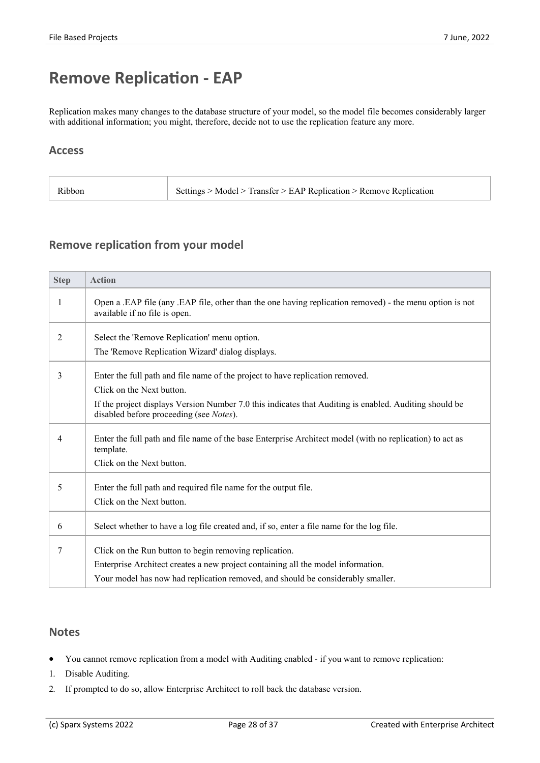# Remove Replication - EAP

Replication makes many changes to the database structure of your model, so the model file becomes considerably larger with additional information; you might, therefore, decide not to use the replication feature any more.

## Access

| | |
|---|---|
| Ribbon | Settings > Model > Transfer > EAP Replication > Remove Replication |

## Remove replication from your model

| Step | Action |
|---|---|
| 1 | Open a .EAP file (any .EAP file, other than the one having replication removed) - the menu option is not available if no file is open. |
| 2 | Select the 'Remove Replication' menu option.<br>The 'Remove Replication Wizard' dialog displays. |
| 3 | Enter the full path and file name of the project to have replication removed.<br>Click on the Next button.<br>If the project displays Version Number 7.0 this indicates that Auditing is enabled. Auditing should be disabled before proceeding (see *Notes*). |
| 4 | Enter the full path and file name of the base Enterprise Architect model (with no replication) to act as template.<br>Click on the Next button. |
| 5 | Enter the full path and required file name for the output file.<br>Click on the Next button. |
| 6 | Select whether to have a log file created and, if so, enter a file name for the log file. |
| 7 | Click on the Run button to begin removing replication.<br>Enterprise Architect creates a new project containing all the model information.<br>Your model has now had replication removed, and should be considerably smaller. |

## Notes

- You cannot remove replication from a model with Auditing enabled - if you want to remove replication:

1. Disable Auditing.
2. If prompted to do so, allow Enterprise Architect to roll back the database version.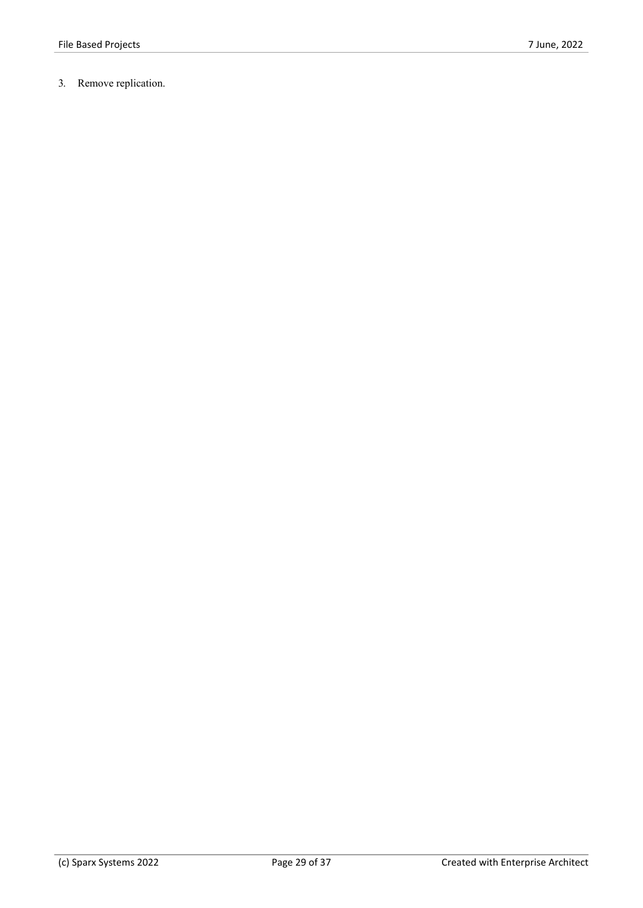3. Remove replication.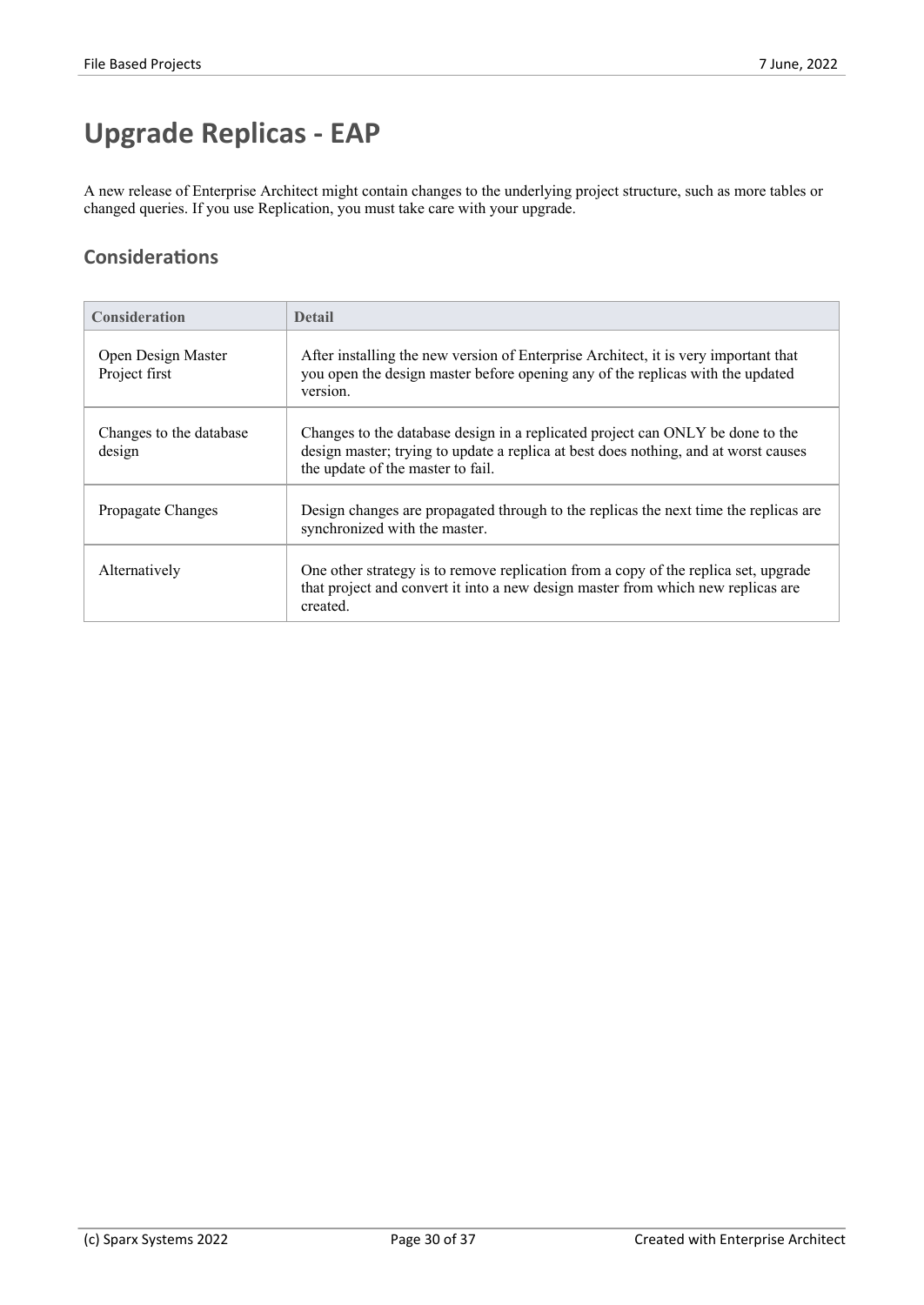# Upgrade Replicas - EAP

A new release of Enterprise Architect might contain changes to the underlying project structure, such as more tables or changed queries. If you use Replication, you must take care with your upgrade.

## Considerations

| Consideration | Detail |
|---|---|
| Open Design Master Project first | After installing the new version of Enterprise Architect, it is very important that you open the design master before opening any of the replicas with the updated version. |
| Changes to the database design | Changes to the database design in a replicated project can ONLY be done to the design master; trying to update a replica at best does nothing, and at worst causes the update of the master to fail. |
| Propagate Changes | Design changes are propagated through to the replicas the next time the replicas are synchronized with the master. |
| Alternatively | One other strategy is to remove replication from a copy of the replica set, upgrade that project and convert it into a new design master from which new replicas are created. |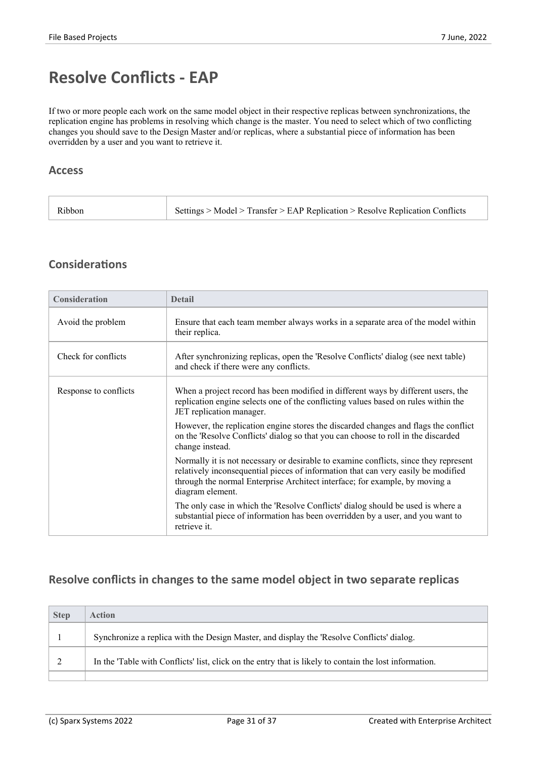# Resolve Conflicts - EAP

If two or more people each work on the same model object in their respective replicas between synchronizations, the replication engine has problems in resolving which change is the master. You need to select which of two conflicting changes you should save to the Design Master and/or replicas, where a substantial piece of information has been overridden by a user and you want to retrieve it.

## Access

| | |
|---|---|
| Ribbon | Settings > Model > Transfer > EAP Replication > Resolve Replication Conflicts |

## Considerations

| Consideration | Detail |
|---|---|
| Avoid the problem | Ensure that each team member always works in a separate area of the model within their replica. |
| Check for conflicts | After synchronizing replicas, open the 'Resolve Conflicts' dialog (see next table) and check if there were any conflicts. |
| Response to conflicts | When a project record has been modified in different ways by different users, the replication engine selects one of the conflicting values based on rules within the JET replication manager.<br><br>However, the replication engine stores the discarded changes and flags the conflict on the 'Resolve Conflicts' dialog so that you can choose to roll in the discarded change instead.<br><br>Normally it is not necessary or desirable to examine conflicts, since they represent relatively inconsequential pieces of information that can very easily be modified through the normal Enterprise Architect interface; for example, by moving a diagram element.<br><br>The only case in which the 'Resolve Conflicts' dialog should be used is where a substantial piece of information has been overridden by a user, and you want to retrieve it. |

## Resolve conflicts in changes to the same model object in two separate replicas

| Step | Action |
|---|---|
| 1 | Synchronize a replica with the Design Master, and display the 'Resolve Conflicts' dialog. |
| 2 | In the 'Table with Conflicts' list, click on the entry that is likely to contain the lost information. |
| | |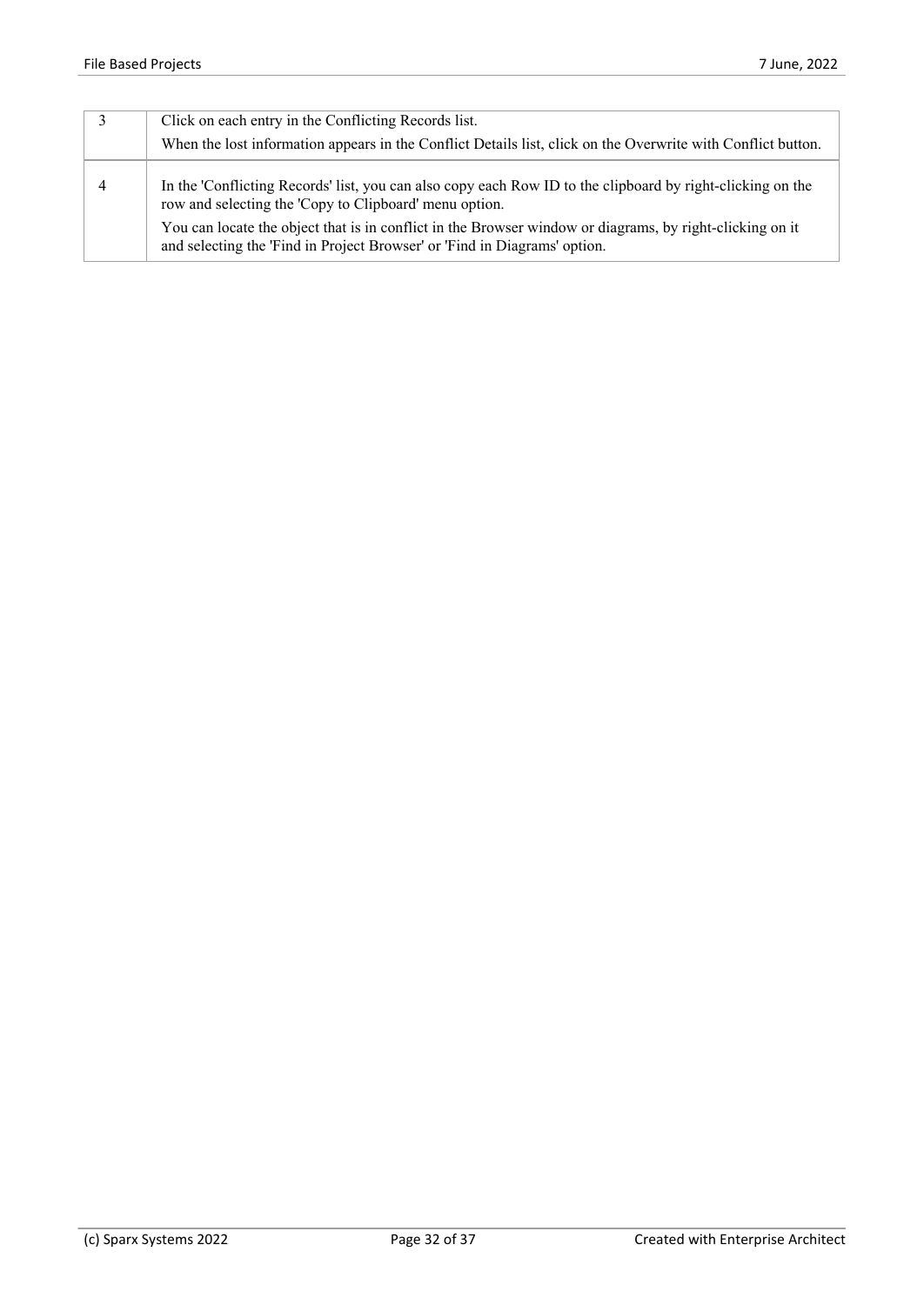| | |
|---|---|
| 3 | Click on each entry in the Conflicting Records list.<br>When the lost information appears in the Conflict Details list, click on the Overwrite with Conflict button. |
| 4 | In the 'Conflicting Records' list, you can also copy each Row ID to the clipboard by right-clicking on the row and selecting the 'Copy to Clipboard' menu option.<br>You can locate the object that is in conflict in the Browser window or diagrams, by right-clicking on it and selecting the 'Find in Project Browser' or 'Find in Diagrams' option. |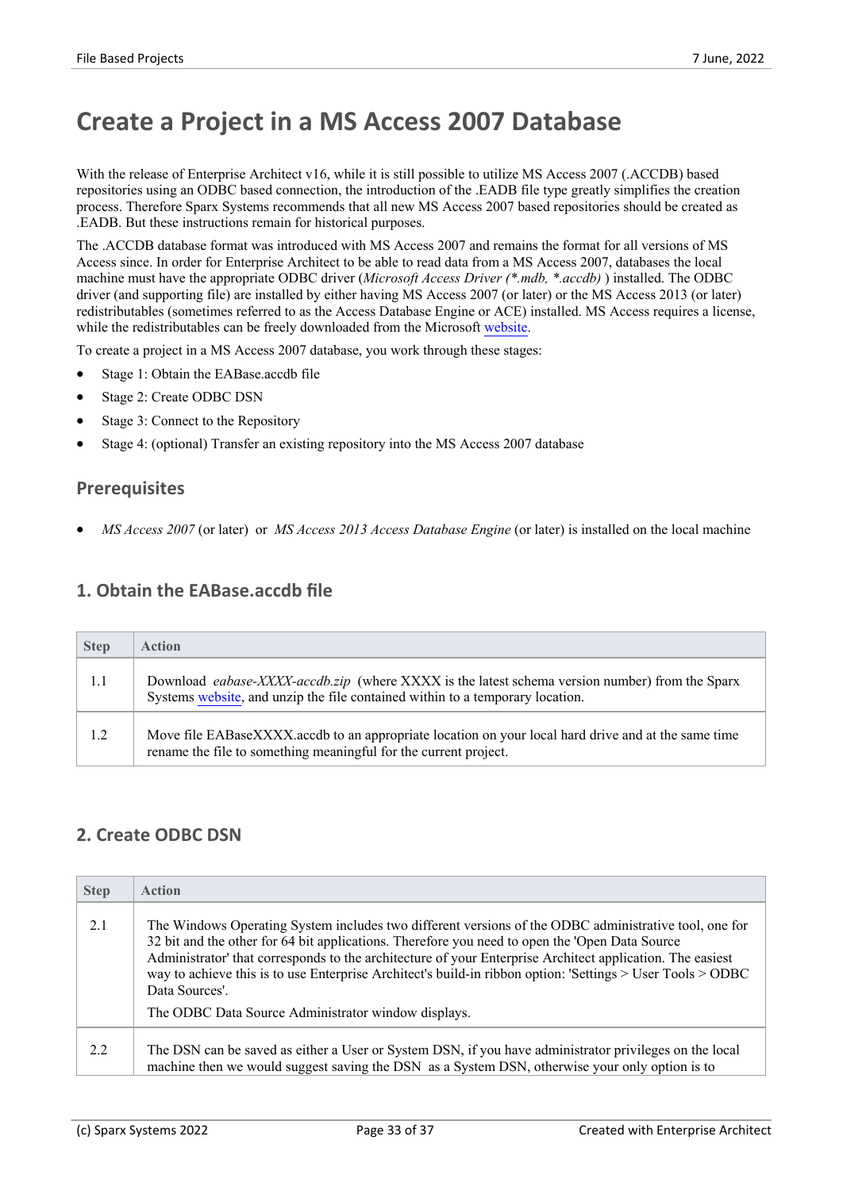# Create a Project in a MS Access 2007 Database

With the release of Enterprise Architect v16, while it is still possible to utilize MS Access 2007 (.ACCDB) based repositories using an ODBC based connection, the introduction of the .EADB file type greatly simplifies the creation process. Therefore Sparx Systems recommends that all new MS Access 2007 based repositories should be created as .EADB. But these instructions remain for historical purposes.

The .ACCDB database format was introduced with MS Access 2007 and remains the format for all versions of MS Access since. In order for Enterprise Architect to be able to read data from a MS Access 2007, databases the local machine must have the appropriate ODBC driver (*Microsoft Access Driver (*.mdb, *.accdb)* ) installed. The ODBC driver (and supporting file) are installed by either having MS Access 2007 (or later) or the MS Access 2013 (or later) redistributables (sometimes referred to as the Access Database Engine or ACE) installed. MS Access requires a license, while the redistributables can be freely downloaded from the Microsoft website.

To create a project in a MS Access 2007 database, you work through these stages:

- Stage 1: Obtain the EABase.accdb file
- Stage 2: Create ODBC DSN
- Stage 3: Connect to the Repository
- Stage 4: (optional) Transfer an existing repository into the MS Access 2007 database

## Prerequisites

- *MS Access 2007* (or later) or *MS Access 2013 Access Database Engine* (or later) is installed on the local machine

## 1. Obtain the EABase.accdb file

| Step | Action |
| --- | --- |
| 1.1 | Download *eabase-XXXX-accdb.zip* (where XXXX is the latest schema version number) from the Sparx Systems website, and unzip the file contained within to a temporary location. |
| 1.2 | Move file EABaseXXXX.accdb to an appropriate location on your local hard drive and at the same time rename the file to something meaningful for the current project. |

## 2. Create ODBC DSN

| Step | Action |
| --- | --- |
| 2.1 | The Windows Operating System includes two different versions of the ODBC administrative tool, one for 32 bit and the other for 64 bit applications. Therefore you need to open the 'Open Data Source Administrator' that corresponds to the architecture of your Enterprise Architect application. The easiest way to achieve this is to use Enterprise Architect's build-in ribbon option: 'Settings > User Tools > ODBC Data Sources'.<br><br>The ODBC Data Source Administrator window displays. |
| 2.2 | The DSN can be saved as either a User or System DSN, if you have administrator privileges on the local machine then we would suggest saving the DSN as a System DSN, otherwise your only option is to |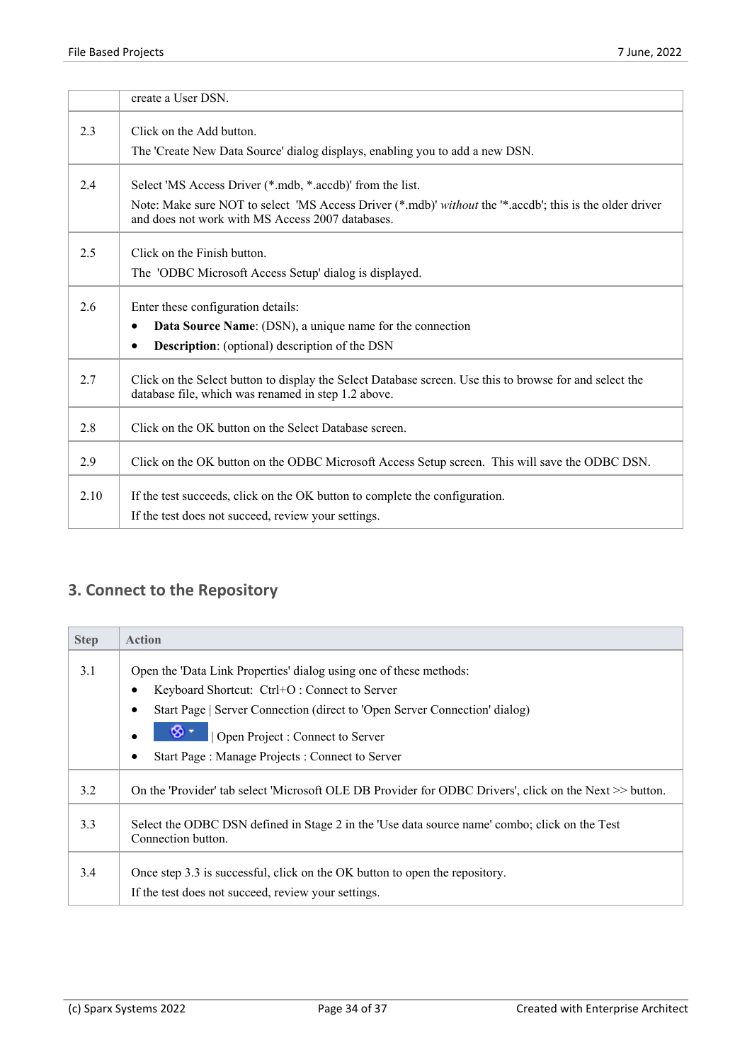| | |
|---|---|
| | create a User DSN. |
| 2.3 | Click on the Add button.<br>The 'Create New Data Source' dialog displays, enabling you to add a new DSN. |
| 2.4 | Select 'MS Access Driver (*.mdb, *.accdb)' from the list.<br>Note: Make sure NOT to select 'MS Access Driver (*.mdb)' *without* the '*.accdb'; this is the older driver and does not work with MS Access 2007 databases. |
| 2.5 | Click on the Finish button.<br>The 'ODBC Microsoft Access Setup' dialog is displayed. |
| 2.6 | Enter these configuration details:<br>• **Data Source Name**: (DSN), a unique name for the connection<br>• **Description**: (optional) description of the DSN |
| 2.7 | Click on the Select button to display the Select Database screen. Use this to browse for and select the database file, which was renamed in step 1.2 above. |
| 2.8 | Click on the OK button on the Select Database screen. |
| 2.9 | Click on the OK button on the ODBC Microsoft Access Setup screen. This will save the ODBC DSN. |
| 2.10 | If the test succeeds, click on the OK button to complete the configuration.<br>If the test does not succeed, review your settings. |

## 3. Connect to the Repository

| Step | Action |
|---|---|
| 3.1 | Open the 'Data Link Properties' dialog using one of these methods:<br>• Keyboard Shortcut: Ctrl+O : Connect to Server<br>• Start Page \| Server Connection (direct to 'Open Server Connection' dialog)<br>• \| Open Project : Connect to Server<br>• Start Page : Manage Projects : Connect to Server |
| 3.2 | On the 'Provider' tab select 'Microsoft OLE DB Provider for ODBC Drivers', click on the Next >> button. |
| 3.3 | Select the ODBC DSN defined in Stage 2 in the 'Use data source name' combo; click on the Test Connection button. |
| 3.4 | Once step 3.3 is successful, click on the OK button to open the repository.<br>If the test does not succeed, review your settings. |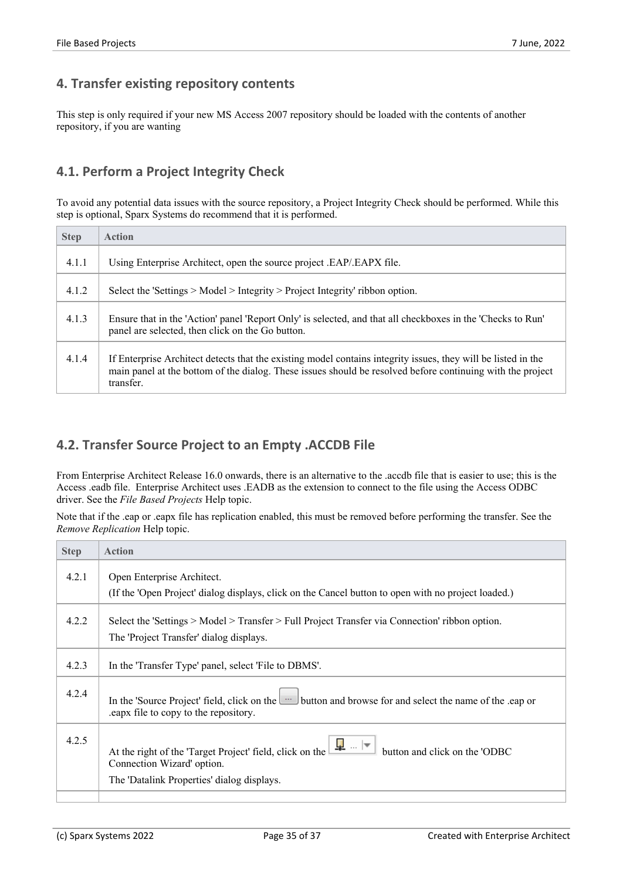## 4. Transfer existing repository contents

This step is only required if your new MS Access 2007 repository should be loaded with the contents of another repository, if you are wanting

### 4.1. Perform a Project Integrity Check

To avoid any potential data issues with the source repository, a Project Integrity Check should be performed. While this step is optional, Sparx Systems do recommend that it is performed.

| Step | Action |
|---|---|
| 4.1.1 | Using Enterprise Architect, open the source project .EAP/.EAPX file. |
| 4.1.2 | Select the 'Settings > Model > Integrity > Project Integrity' ribbon option. |
| 4.1.3 | Ensure that in the 'Action' panel 'Report Only' is selected, and that all checkboxes in the 'Checks to Run' panel are selected, then click on the Go button. |
| 4.1.4 | If Enterprise Architect detects that the existing model contains integrity issues, they will be listed in the main panel at the bottom of the dialog. These issues should be resolved before continuing with the project transfer. |

### 4.2. Transfer Source Project to an Empty .ACCDB File

From Enterprise Architect Release 16.0 onwards, there is an alternative to the .accdb file that is easier to use; this is the Access .eadb file. Enterprise Architect uses .EADB as the extension to connect to the file using the Access ODBC driver. See the *File Based Projects* Help topic.

Note that if the .eap or .eapx file has replication enabled, this must be removed before performing the transfer. See the *Remove Replication* Help topic.

| Step | Action |
|---|---|
| 4.2.1 | Open Enterprise Architect.<br>(If the 'Open Project' dialog displays, click on the Cancel button to open with no project loaded.) |
| 4.2.2 | Select the 'Settings > Model > Transfer > Full Project Transfer via Connection' ribbon option.<br>The 'Project Transfer' dialog displays. |
| 4.2.3 | In the 'Transfer Type' panel, select 'File to DBMS'. |
| 4.2.4 | In the 'Source Project' field, click on the ... button and browse for and select the name of the .eap or .eapx file to copy to the repository. |
| 4.2.5 | At the right of the 'Target Project' field, click on the button and click on the 'ODBC Connection Wizard' option.<br>The 'Datalink Properties' dialog displays. |
| | |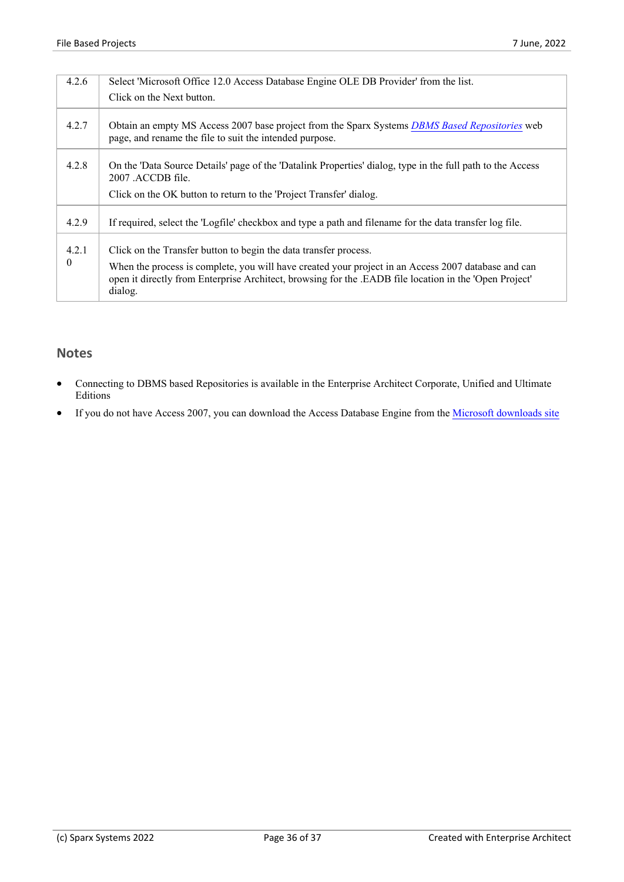| | |
|---|---|
| 4.2.6 | Select 'Microsoft Office 12.0 Access Database Engine OLE DB Provider' from the list.<br>Click on the Next button. |
| 4.2.7 | Obtain an empty MS Access 2007 base project from the Sparx Systems *DBMS Based Repositories* web page, and rename the file to suit the intended purpose. |
| 4.2.8 | On the 'Data Source Details' page of the 'Datalink Properties' dialog, type in the full path to the Access 2007 .ACCDB file.<br>Click on the OK button to return to the 'Project Transfer' dialog. |
| 4.2.9 | If required, select the 'Logfile' checkbox and type a path and filename for the data transfer log file. |
| 4.2.10 | Click on the Transfer button to begin the data transfer process.<br>When the process is complete, you will have created your project in an Access 2007 database and can open it directly from Enterprise Architect, browsing for the .EADB file location in the 'Open Project' dialog. |

## Notes

- Connecting to DBMS based Repositories is available in the Enterprise Architect Corporate, Unified and Ultimate Editions
- If you do not have Access 2007, you can download the Access Database Engine from the Microsoft downloads site